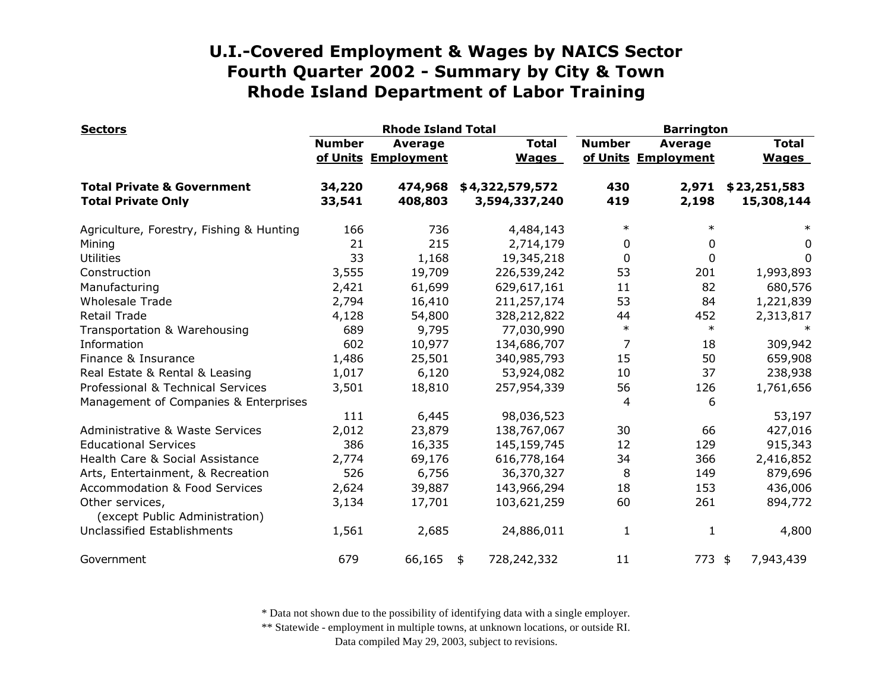# U.I.-Covered Employment & Wages by NAICS Sector
## Fourth Quarter 2002 - Summary by City & Town
## Rhode Island Department of Labor Training

| Sectors | Rhode Island Total | | | Barrington | | |
|---|---|---|---|---|---|---|
| | Number of Units | Average Employment | Total Wages | Number of Units | Average Employment | Total Wages |
| **Total Private & Government** | **34,220** | **474,968** | **$4,322,579,572** | **430** | **2,971** | **$23,251,583** |
| **Total Private Only** | **33,541** | **408,803** | **3,594,337,240** | **419** | **2,198** | **15,308,144** |
| Agriculture, Forestry, Fishing & Hunting | 166 | 736 | 4,484,143 | * | * | * |
| Mining | 21 | 215 | 2,714,179 | 0 | 0 | 0 |
| Utilities | 33 | 1,168 | 19,345,218 | 0 | 0 | 0 |
| Construction | 3,555 | 19,709 | 226,539,242 | 53 | 201 | 1,993,893 |
| Manufacturing | 2,421 | 61,699 | 629,617,161 | 11 | 82 | 680,576 |
| Wholesale Trade | 2,794 | 16,410 | 211,257,174 | 53 | 84 | 1,221,839 |
| Retail Trade | 4,128 | 54,800 | 328,212,822 | 44 | 452 | 2,313,817 |
| Transportation & Warehousing | 689 | 9,795 | 77,030,990 | * | * | * |
| Information | 602 | 10,977 | 134,686,707 | 7 | 18 | 309,942 |
| Finance & Insurance | 1,486 | 25,501 | 340,985,793 | 15 | 50 | 659,908 |
| Real Estate & Rental & Leasing | 1,017 | 6,120 | 53,924,082 | 10 | 37 | 238,938 |
| Professional & Technical Services | 3,501 | 18,810 | 257,954,339 | 56 | 126 | 1,761,656 |
| Management of Companies & Enterprises | 111 | 6,445 | 98,036,523 | 4 | 6 | 53,197 |
| Administrative & Waste Services | 2,012 | 23,879 | 138,767,067 | 30 | 66 | 427,016 |
| Educational Services | 386 | 16,335 | 145,159,745 | 12 | 129 | 915,343 |
| Health Care & Social Assistance | 2,774 | 69,176 | 616,778,164 | 34 | 366 | 2,416,852 |
| Arts, Entertainment, & Recreation | 526 | 6,756 | 36,370,327 | 8 | 149 | 879,696 |
| Accommodation & Food Services | 2,624 | 39,887 | 143,966,294 | 18 | 153 | 436,006 |
| Other services, (except Public Administration) | 3,134 | 17,701 | 103,621,259 | 60 | 261 | 894,772 |
| Unclassified Establishments | 1,561 | 2,685 | 24,886,011 | 1 | 1 | 4,800 |
| Government | 679 | 66,165 | $ 728,242,332 | 11 | 773 | $ 7,943,439 |

* Data not shown due to the possibility of identifying data with a single employer.

** Statewide - employment in multiple towns, at unknown locations, or outside RI.

Data compiled May 29, 2003, subject to revisions.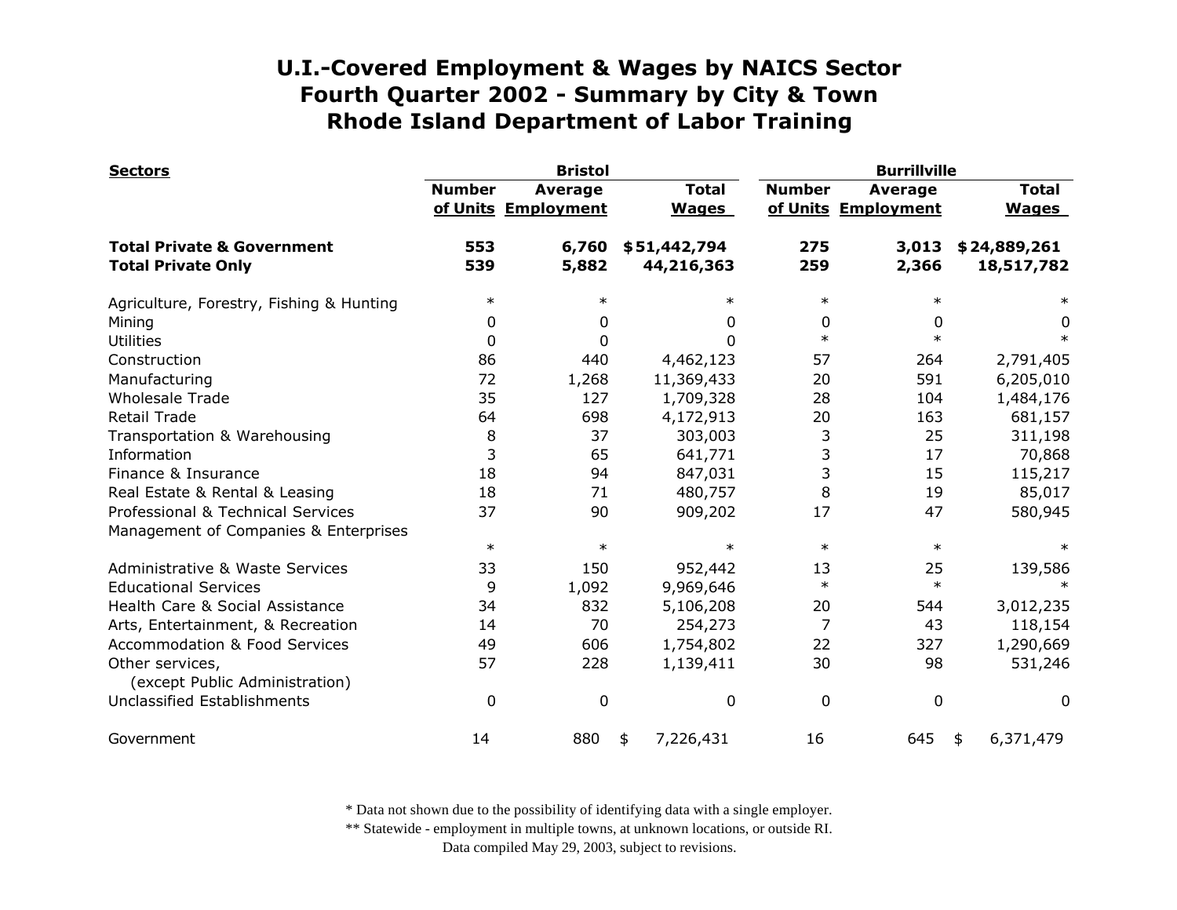# U.I.-Covered Employment & Wages by NAICS Sector
## Fourth Quarter 2002 - Summary by City & Town
## Rhode Island Department of Labor Training

| Sectors | Bristol | | | Burrillville | | |
|---|---|---|---|---|---|---|
| | Number of Units | Average Employment | Total Wages | Number of Units | Average Employment | Total Wages |
| **Total Private & Government** | **553** | **6,760** | **$51,442,794** | **275** | **3,013** | **$24,889,261** |
| **Total Private Only** | **539** | **5,882** | **44,216,363** | **259** | **2,366** | **18,517,782** |
| Agriculture, Forestry, Fishing & Hunting | * | * | * | * | * | * |
| Mining | 0 | 0 | 0 | 0 | 0 | 0 |
| Utilities | 0 | 0 | 0 | * | * | * |
| Construction | 86 | 440 | 4,462,123 | 57 | 264 | 2,791,405 |
| Manufacturing | 72 | 1,268 | 11,369,433 | 20 | 591 | 6,205,010 |
| Wholesale Trade | 35 | 127 | 1,709,328 | 28 | 104 | 1,484,176 |
| Retail Trade | 64 | 698 | 4,172,913 | 20 | 163 | 681,157 |
| Transportation & Warehousing | 8 | 37 | 303,003 | 3 | 25 | 311,198 |
| Information | 3 | 65 | 641,771 | 3 | 17 | 70,868 |
| Finance & Insurance | 18 | 94 | 847,031 | 3 | 15 | 115,217 |
| Real Estate & Rental & Leasing | 18 | 71 | 480,757 | 8 | 19 | 85,017 |
| Professional & Technical Services | 37 | 90 | 909,202 | 17 | 47 | 580,945 |
| Management of Companies & Enterprises | * | * | * | * | * | * |
| Administrative & Waste Services | 33 | 150 | 952,442 | 13 | 25 | 139,586 |
| Educational Services | 9 | 1,092 | 9,969,646 | * | * | * |
| Health Care & Social Assistance | 34 | 832 | 5,106,208 | 20 | 544 | 3,012,235 |
| Arts, Entertainment, & Recreation | 14 | 70 | 254,273 | 7 | 43 | 118,154 |
| Accommodation & Food Services | 49 | 606 | 1,754,802 | 22 | 327 | 1,290,669 |
| Other services, (except Public Administration) | 57 | 228 | 1,139,411 | 30 | 98 | 531,246 |
| Unclassified Establishments | 0 | 0 | 0 | 0 | 0 | 0 |
| Government | 14 | 880 | $ 7,226,431 | 16 | 645 | $ 6,371,479 |

\* Data not shown due to the possibility of identifying data with a single employer.

\*\* Statewide - employment in multiple towns, at unknown locations, or outside RI.

Data compiled May 29, 2003, subject to revisions.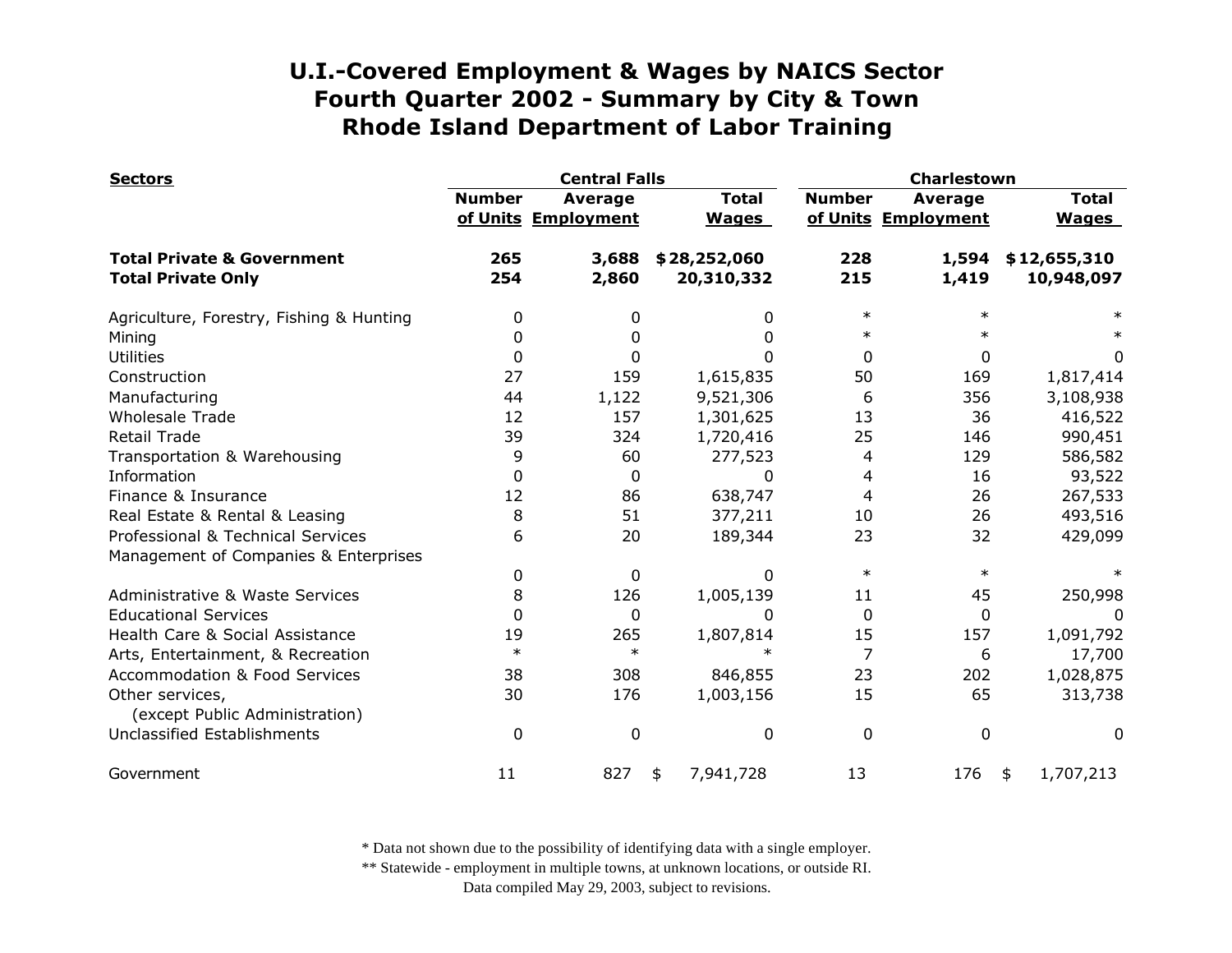# U.I.-Covered Employment & Wages by NAICS Sector
# Fourth Quarter 2002 - Summary by City & Town
# Rhode Island Department of Labor Training

| Sectors | Central Falls | | | Charlestown | | |
|---|---|---|---|---|---|---|
| | Number of Units | Average Employment | Total Wages | Number of Units | Average Employment | Total Wages |
| **Total Private & Government** | **265** | **3,688** | **$28,252,060** | **228** | **1,594** | **$12,655,310** |
| **Total Private Only** | **254** | **2,860** | **20,310,332** | **215** | **1,419** | **10,948,097** |
| Agriculture, Forestry, Fishing & Hunting | 0 | 0 | 0 | * | * | * |
| Mining | 0 | 0 | 0 | * | * | * |
| Utilities | 0 | 0 | 0 | 0 | 0 | 0 |
| Construction | 27 | 159 | 1,615,835 | 50 | 169 | 1,817,414 |
| Manufacturing | 44 | 1,122 | 9,521,306 | 6 | 356 | 3,108,938 |
| Wholesale Trade | 12 | 157 | 1,301,625 | 13 | 36 | 416,522 |
| Retail Trade | 39 | 324 | 1,720,416 | 25 | 146 | 990,451 |
| Transportation & Warehousing | 9 | 60 | 277,523 | 4 | 129 | 586,582 |
| Information | 0 | 0 | 0 | 4 | 16 | 93,522 |
| Finance & Insurance | 12 | 86 | 638,747 | 4 | 26 | 267,533 |
| Real Estate & Rental & Leasing | 8 | 51 | 377,211 | 10 | 26 | 493,516 |
| Professional & Technical Services | 6 | 20 | 189,344 | 23 | 32 | 429,099 |
| Management of Companies & Enterprises | 0 | 0 | 0 | * | * | * |
| Administrative & Waste Services | 8 | 126 | 1,005,139 | 11 | 45 | 250,998 |
| Educational Services | 0 | 0 | 0 | 0 | 0 | 0 |
| Health Care & Social Assistance | 19 | 265 | 1,807,814 | 15 | 157 | 1,091,792 |
| Arts, Entertainment, & Recreation | * | * | * | 7 | 6 | 17,700 |
| Accommodation & Food Services | 38 | 308 | 846,855 | 23 | 202 | 1,028,875 |
| Other services, (except Public Administration) | 30 | 176 | 1,003,156 | 15 | 65 | 313,738 |
| Unclassified Establishments | 0 | 0 | 0 | 0 | 0 | 0 |
| Government | 11 | 827 | $ 7,941,728 | 13 | 176 | $ 1,707,213 |

\* Data not shown due to the possibility of identifying data with a single employer.

\*\* Statewide - employment in multiple towns, at unknown locations, or outside RI.

Data compiled May 29, 2003, subject to revisions.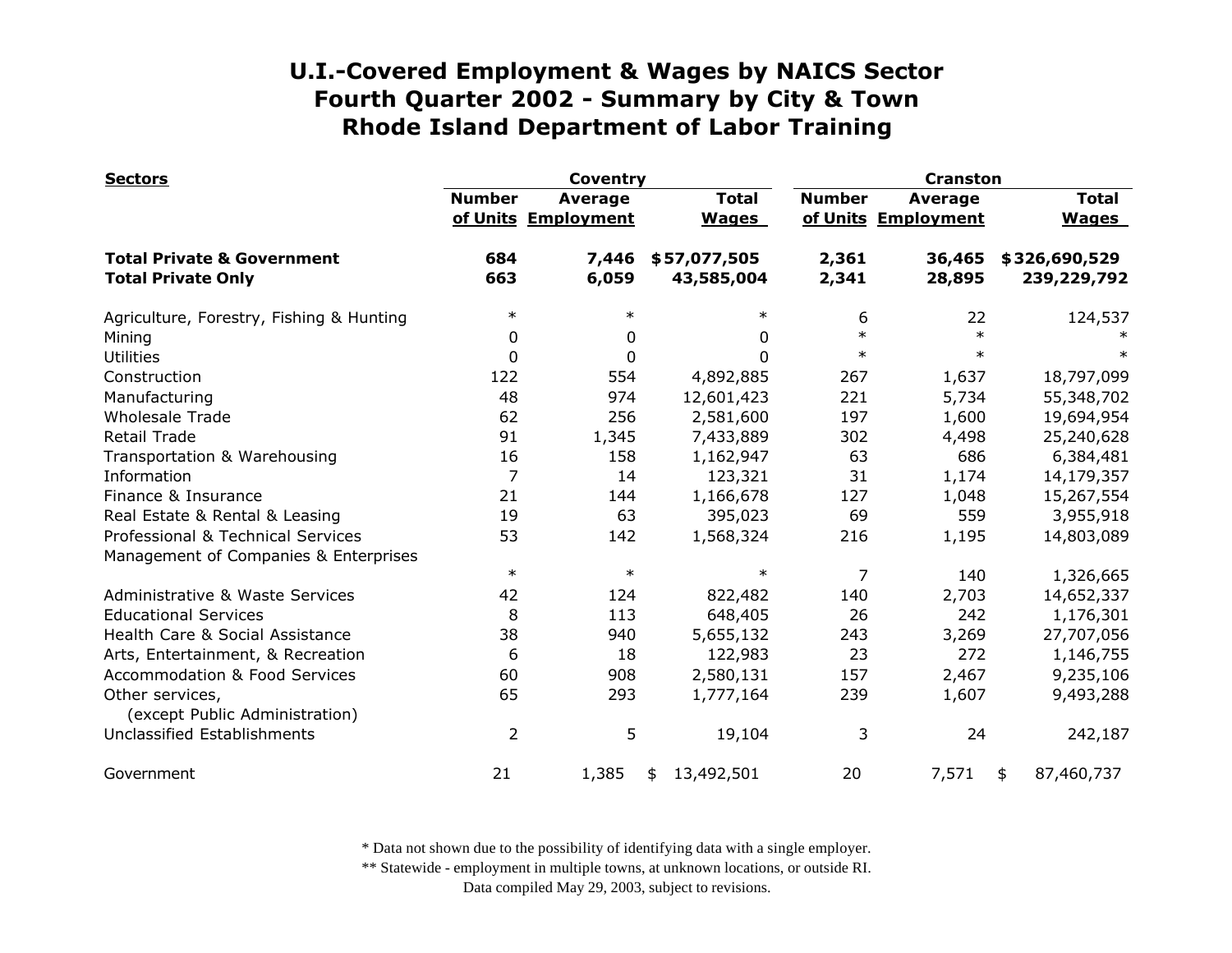# U.I.-Covered Employment & Wages by NAICS Sector
# Fourth Quarter 2002 - Summary by City & Town
# Rhode Island Department of Labor Training

| Sectors | Coventry | | | Cranston | | |
|---|---|---|---|---|---|---|
| | Number of Units | Average Employment | Total Wages | Number of Units | Average Employment | Total Wages |
| **Total Private & Government** | **684** | **7,446** | **$57,077,505** | **2,361** | **36,465** | **$326,690,529** |
| **Total Private Only** | **663** | **6,059** | **43,585,004** | **2,341** | **28,895** | **239,229,792** |
| Agriculture, Forestry, Fishing & Hunting | * | * | * | 6 | 22 | 124,537 |
| Mining | 0 | 0 | 0 | * | * | * |
| Utilities | 0 | 0 | 0 | * | * | * |
| Construction | 122 | 554 | 4,892,885 | 267 | 1,637 | 18,797,099 |
| Manufacturing | 48 | 974 | 12,601,423 | 221 | 5,734 | 55,348,702 |
| Wholesale Trade | 62 | 256 | 2,581,600 | 197 | 1,600 | 19,694,954 |
| Retail Trade | 91 | 1,345 | 7,433,889 | 302 | 4,498 | 25,240,628 |
| Transportation & Warehousing | 16 | 158 | 1,162,947 | 63 | 686 | 6,384,481 |
| Information | 7 | 14 | 123,321 | 31 | 1,174 | 14,179,357 |
| Finance & Insurance | 21 | 144 | 1,166,678 | 127 | 1,048 | 15,267,554 |
| Real Estate & Rental & Leasing | 19 | 63 | 395,023 | 69 | 559 | 3,955,918 |
| Professional & Technical Services | 53 | 142 | 1,568,324 | 216 | 1,195 | 14,803,089 |
| Management of Companies & Enterprises | * | * | * | 7 | 140 | 1,326,665 |
| Administrative & Waste Services | 42 | 124 | 822,482 | 140 | 2,703 | 14,652,337 |
| Educational Services | 8 | 113 | 648,405 | 26 | 242 | 1,176,301 |
| Health Care & Social Assistance | 38 | 940 | 5,655,132 | 243 | 3,269 | 27,707,056 |
| Arts, Entertainment, & Recreation | 6 | 18 | 122,983 | 23 | 272 | 1,146,755 |
| Accommodation & Food Services | 60 | 908 | 2,580,131 | 157 | 2,467 | 9,235,106 |
| Other services, (except Public Administration) | 65 | 293 | 1,777,164 | 239 | 1,607 | 9,493,288 |
| Unclassified Establishments | 2 | 5 | 19,104 | 3 | 24 | 242,187 |
| Government | 21 | 1,385 | $ 13,492,501 | 20 | 7,571 | $ 87,460,737 |

\* Data not shown due to the possibility of identifying data with a single employer.

** Statewide - employment in multiple towns, at unknown locations, or outside RI.

Data compiled May 29, 2003, subject to revisions.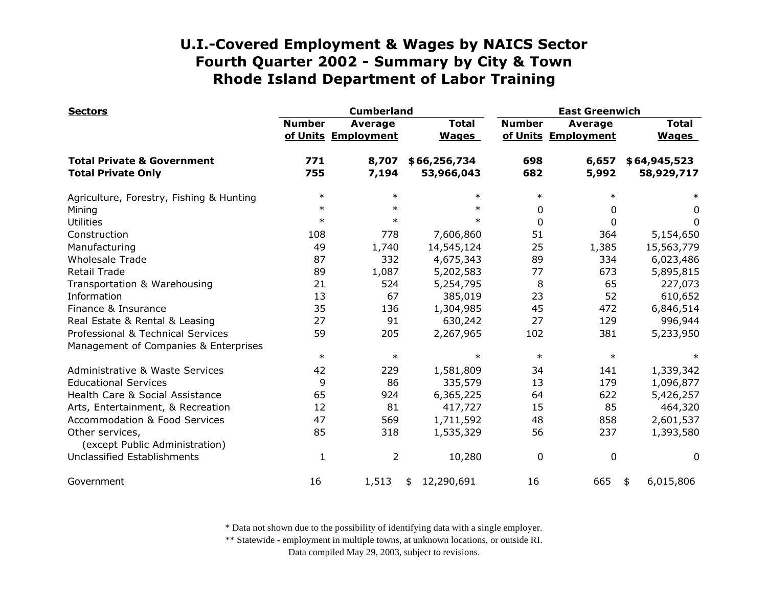# U.I.-Covered Employment & Wages by NAICS Sector
## Fourth Quarter 2002 - Summary by City & Town
## Rhode Island Department of Labor Training

| Sectors | Cumberland | | | East Greenwich | | |
|---|---|---|---|---|---|---|
| | Number of Units | Average Employment | Total Wages | Number of Units | Average Employment | Total Wages |
| **Total Private & Government** | **771** | **8,707** | **$66,256,734** | **698** | **6,657** | **$64,945,523** |
| **Total Private Only** | **755** | **7,194** | **53,966,043** | **682** | **5,992** | **58,929,717** |
| Agriculture, Forestry, Fishing & Hunting | * | * | * | * | * | * |
| Mining | * | * | * | 0 | 0 | 0 |
| Utilities | * | * | * | 0 | 0 | 0 |
| Construction | 108 | 778 | 7,606,860 | 51 | 364 | 5,154,650 |
| Manufacturing | 49 | 1,740 | 14,545,124 | 25 | 1,385 | 15,563,779 |
| Wholesale Trade | 87 | 332 | 4,675,343 | 89 | 334 | 6,023,486 |
| Retail Trade | 89 | 1,087 | 5,202,583 | 77 | 673 | 5,895,815 |
| Transportation & Warehousing | 21 | 524 | 5,254,795 | 8 | 65 | 227,073 |
| Information | 13 | 67 | 385,019 | 23 | 52 | 610,652 |
| Finance & Insurance | 35 | 136 | 1,304,985 | 45 | 472 | 6,846,514 |
| Real Estate & Rental & Leasing | 27 | 91 | 630,242 | 27 | 129 | 996,944 |
| Professional & Technical Services | 59 | 205 | 2,267,965 | 102 | 381 | 5,233,950 |
| Management of Companies & Enterprises | * | * | * | * | * | * |
| Administrative & Waste Services | 42 | 229 | 1,581,809 | 34 | 141 | 1,339,342 |
| Educational Services | 9 | 86 | 335,579 | 13 | 179 | 1,096,877 |
| Health Care & Social Assistance | 65 | 924 | 6,365,225 | 64 | 622 | 5,426,257 |
| Arts, Entertainment, & Recreation | 12 | 81 | 417,727 | 15 | 85 | 464,320 |
| Accommodation & Food Services | 47 | 569 | 1,711,592 | 48 | 858 | 2,601,537 |
| Other services, (except Public Administration) | 85 | 318 | 1,535,329 | 56 | 237 | 1,393,580 |
| Unclassified Establishments | 1 | 2 | 10,280 | 0 | 0 | 0 |
| Government | 16 | 1,513 | $ 12,290,691 | 16 | 665 | $ 6,015,806 |

\* Data not shown due to the possibility of identifying data with a single employer.

\*\* Statewide - employment in multiple towns, at unknown locations, or outside RI.

Data compiled May 29, 2003, subject to revisions.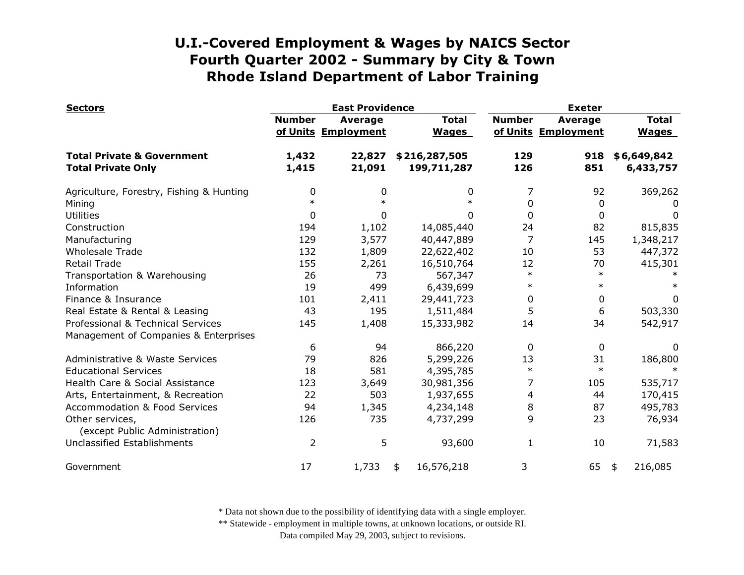# U.I.-Covered Employment & Wages by NAICS Sector
## Fourth Quarter 2002 - Summary by City & Town
## Rhode Island Department of Labor Training

| Sectors | East Providence | | | Exeter | | |
|---|---|---|---|---|---|---|
| | Number of Units | Average Employment | Total Wages | Number of Units | Average Employment | Total Wages |
| **Total Private & Government** | **1,432** | **22,827** | **$216,287,505** | **129** | **918** | **$6,649,842** |
| **Total Private Only** | **1,415** | **21,091** | **199,711,287** | **126** | **851** | **6,433,757** |
| Agriculture, Forestry, Fishing & Hunting | 0 | 0 | 0 | 7 | 92 | 369,262 |
| Mining | * | * | * | 0 | 0 | 0 |
| Utilities | 0 | 0 | 0 | 0 | 0 | 0 |
| Construction | 194 | 1,102 | 14,085,440 | 24 | 82 | 815,835 |
| Manufacturing | 129 | 3,577 | 40,447,889 | 7 | 145 | 1,348,217 |
| Wholesale Trade | 132 | 1,809 | 22,622,402 | 10 | 53 | 447,372 |
| Retail Trade | 155 | 2,261 | 16,510,764 | 12 | 70 | 415,301 |
| Transportation & Warehousing | 26 | 73 | 567,347 | * | * | * |
| Information | 19 | 499 | 6,439,699 | * | * | * |
| Finance & Insurance | 101 | 2,411 | 29,441,723 | 0 | 0 | 0 |
| Real Estate & Rental & Leasing | 43 | 195 | 1,511,484 | 5 | 6 | 503,330 |
| Professional & Technical Services | 145 | 1,408 | 15,333,982 | 14 | 34 | 542,917 |
| Management of Companies & Enterprises | 6 | 94 | 866,220 | 0 | 0 | 0 |
| Administrative & Waste Services | 79 | 826 | 5,299,226 | 13 | 31 | 186,800 |
| Educational Services | 18 | 581 | 4,395,785 | * | * | * |
| Health Care & Social Assistance | 123 | 3,649 | 30,981,356 | 7 | 105 | 535,717 |
| Arts, Entertainment, & Recreation | 22 | 503 | 1,937,655 | 4 | 44 | 170,415 |
| Accommodation & Food Services | 94 | 1,345 | 4,234,148 | 8 | 87 | 495,783 |
| Other services, (except Public Administration) | 126 | 735 | 4,737,299 | 9 | 23 | 76,934 |
| Unclassified Establishments | 2 | 5 | 93,600 | 1 | 10 | 71,583 |
| Government | 17 | 1,733 | $ 16,576,218 | 3 | 65 | $ 216,085 |

* Data not shown due to the possibility of identifying data with a single employer.
** Statewide - employment in multiple towns, at unknown locations, or outside RI.
Data compiled May 29, 2003, subject to revisions.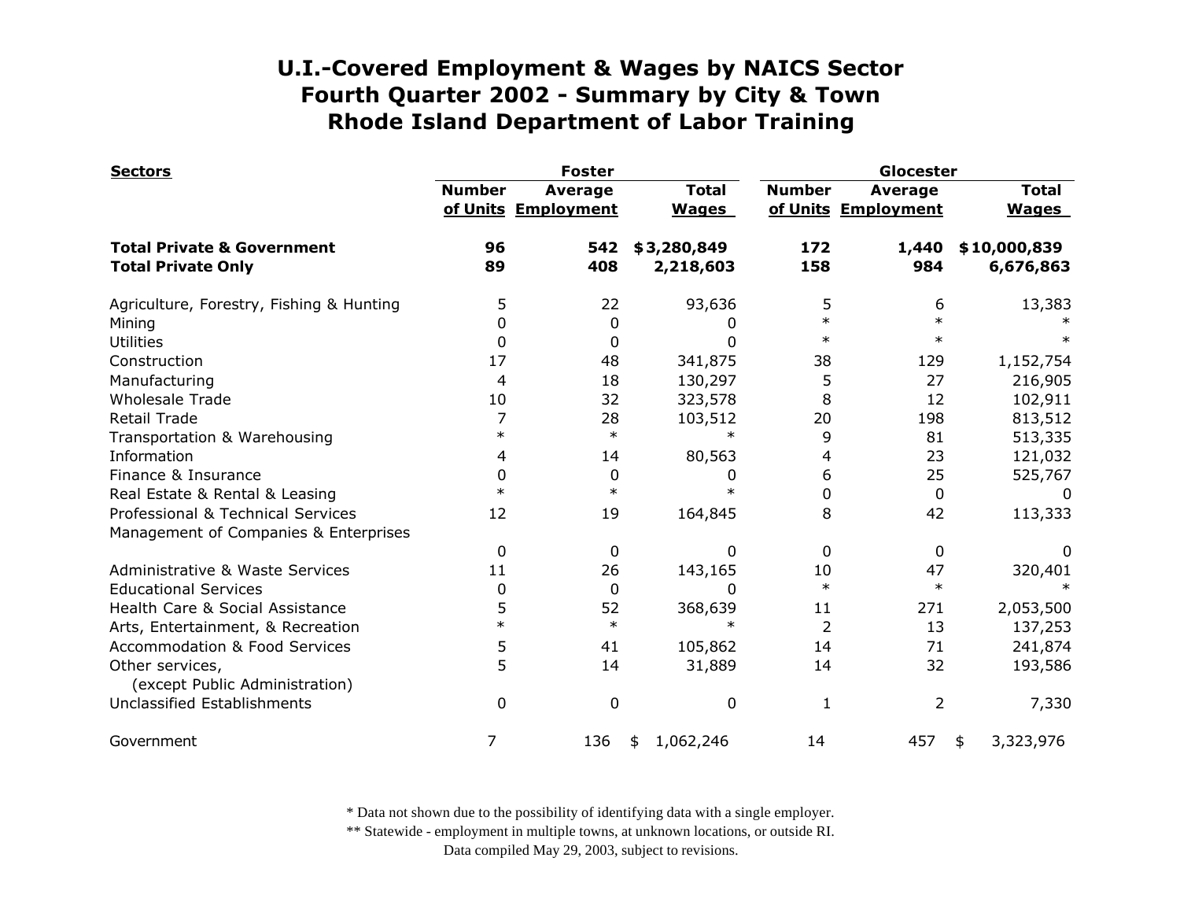# U.I.-Covered Employment & Wages by NAICS Sector
# Fourth Quarter 2002 - Summary by City & Town
# Rhode Island Department of Labor Training

| Sectors | Foster | | | Glocester | | |
|---|---|---|---|---|---|---|
| | Number of Units | Average Employment | Total Wages | Number of Units | Average Employment | Total Wages |
| **Total Private & Government** | **96** | **542** | **$3,280,849** | **172** | **1,440** | **$10,000,839** |
| **Total Private Only** | **89** | **408** | **2,218,603** | **158** | **984** | **6,676,863** |
| Agriculture, Forestry, Fishing & Hunting | 5 | 22 | 93,636 | 5 | 6 | 13,383 |
| Mining | 0 | 0 | 0 | * | * | * |
| Utilities | 0 | 0 | 0 | * | * | * |
| Construction | 17 | 48 | 341,875 | 38 | 129 | 1,152,754 |
| Manufacturing | 4 | 18 | 130,297 | 5 | 27 | 216,905 |
| Wholesale Trade | 10 | 32 | 323,578 | 8 | 12 | 102,911 |
| Retail Trade | 7 | 28 | 103,512 | 20 | 198 | 813,512 |
| Transportation & Warehousing | * | * | * | 9 | 81 | 513,335 |
| Information | 4 | 14 | 80,563 | 4 | 23 | 121,032 |
| Finance & Insurance | 0 | 0 | 0 | 6 | 25 | 525,767 |
| Real Estate & Rental & Leasing | * | * | * | 0 | 0 | 0 |
| Professional & Technical Services | 12 | 19 | 164,845 | 8 | 42 | 113,333 |
| Management of Companies & Enterprises | 0 | 0 | 0 | 0 | 0 | 0 |
| Administrative & Waste Services | 11 | 26 | 143,165 | 10 | 47 | 320,401 |
| Educational Services | 0 | 0 | 0 | * | * | * |
| Health Care & Social Assistance | 5 | 52 | 368,639 | 11 | 271 | 2,053,500 |
| Arts, Entertainment, & Recreation | * | * | * | 2 | 13 | 137,253 |
| Accommodation & Food Services | 5 | 41 | 105,862 | 14 | 71 | 241,874 |
| Other services, (except Public Administration) | 5 | 14 | 31,889 | 14 | 32 | 193,586 |
| Unclassified Establishments | 0 | 0 | 0 | 1 | 2 | 7,330 |
| Government | 7 | 136 | $ 1,062,246 | 14 | 457 | $ 3,323,976 |

* Data not shown due to the possibility of identifying data with a single employer.
** Statewide - employment in multiple towns, at unknown locations, or outside RI.
Data compiled May 29, 2003, subject to revisions.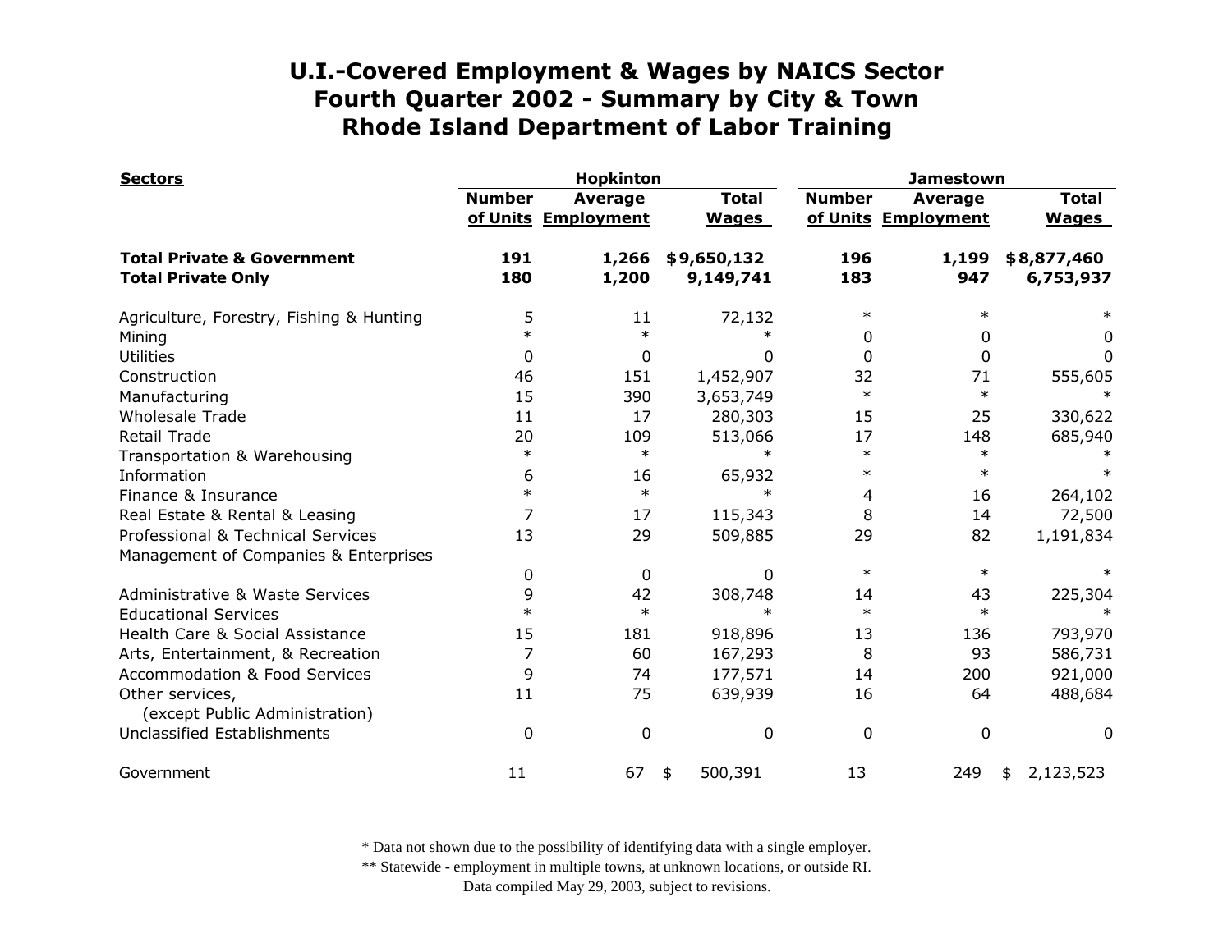# U.I.-Covered Employment & Wages by NAICS Sector
## Fourth Quarter 2002 - Summary by City & Town
## Rhode Island Department of Labor Training

| Sectors | Hopkinton | | | Jamestown | | |
|---|---|---|---|---|---|---|
| | Number of Units | Average Employment | Total Wages | Number of Units | Average Employment | Total Wages |
| **Total Private & Government** | **191** | **1,266** | **$9,650,132** | **196** | **1,199** | **$8,877,460** |
| **Total Private Only** | **180** | **1,200** | **9,149,741** | **183** | **947** | **6,753,937** |
| Agriculture, Forestry, Fishing & Hunting | 5 | 11 | 72,132 | * | * | * |
| Mining | * | * | * | 0 | 0 | 0 |
| Utilities | 0 | 0 | 0 | 0 | 0 | 0 |
| Construction | 46 | 151 | 1,452,907 | 32 | 71 | 555,605 |
| Manufacturing | 15 | 390 | 3,653,749 | * | * | * |
| Wholesale Trade | 11 | 17 | 280,303 | 15 | 25 | 330,622 |
| Retail Trade | 20 | 109 | 513,066 | 17 | 148 | 685,940 |
| Transportation & Warehousing | * | * | * | * | * | * |
| Information | 6 | 16 | 65,932 | * | * | * |
| Finance & Insurance | * | * | * | 4 | 16 | 264,102 |
| Real Estate & Rental & Leasing | 7 | 17 | 115,343 | 8 | 14 | 72,500 |
| Professional & Technical Services | 13 | 29 | 509,885 | 29 | 82 | 1,191,834 |
| Management of Companies & Enterprises | 0 | 0 | 0 | * | * | * |
| Administrative & Waste Services | 9 | 42 | 308,748 | 14 | 43 | 225,304 |
| Educational Services | * | * | * | * | * | * |
| Health Care & Social Assistance | 15 | 181 | 918,896 | 13 | 136 | 793,970 |
| Arts, Entertainment, & Recreation | 7 | 60 | 167,293 | 8 | 93 | 586,731 |
| Accommodation & Food Services | 9 | 74 | 177,571 | 14 | 200 | 921,000 |
| Other services, (except Public Administration) | 11 | 75 | 639,939 | 16 | 64 | 488,684 |
| Unclassified Establishments | 0 | 0 | 0 | 0 | 0 | 0 |
| Government | 11 | 67 | $ 500,391 | 13 | 249 | $ 2,123,523 |

* Data not shown due to the possibility of identifying data with a single employer.
** Statewide - employment in multiple towns, at unknown locations, or outside RI.
Data compiled May 29, 2003, subject to revisions.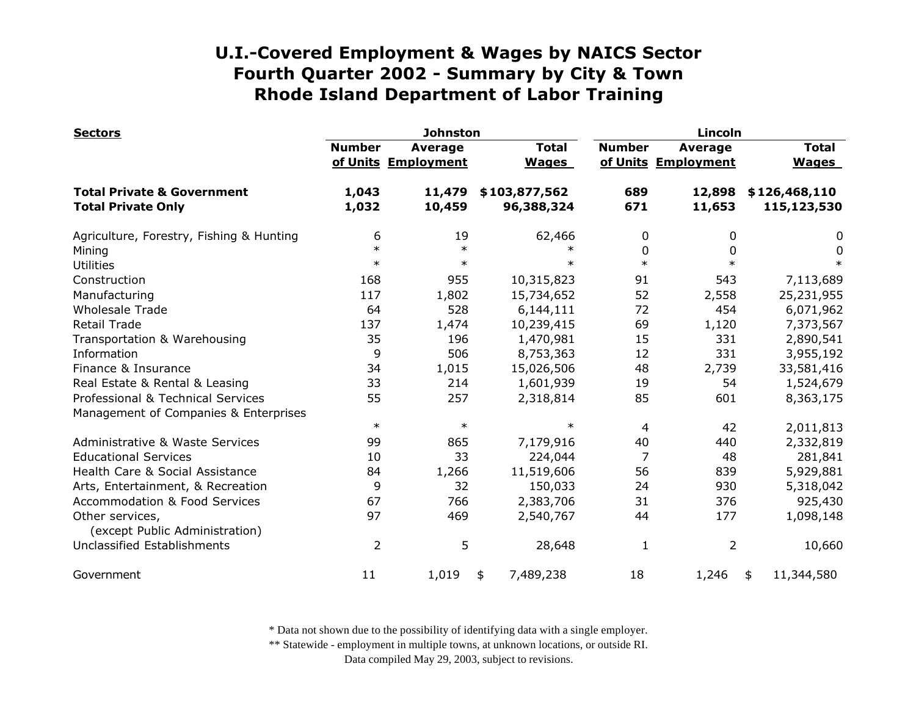# U.I.-Covered Employment & Wages by NAICS Sector
## Fourth Quarter 2002 - Summary by City & Town
## Rhode Island Department of Labor Training

| Sectors | Johnston | | | Lincoln | | |
|---|---|---|---|---|---|---|
| | Number of Units | Average Employment | Total Wages | Number of Units | Average Employment | Total Wages |
| **Total Private & Government** | **1,043** | **11,479** | **$103,877,562** | **689** | **12,898** | **$126,468,110** |
| **Total Private Only** | **1,032** | **10,459** | **96,388,324** | **671** | **11,653** | **115,123,530** |
| Agriculture, Forestry, Fishing & Hunting | 6 | 19 | 62,466 | 0 | 0 | 0 |
| Mining | * | * | * | 0 | 0 | 0 |
| Utilities | * | * | * | * | * | * |
| Construction | 168 | 955 | 10,315,823 | 91 | 543 | 7,113,689 |
| Manufacturing | 117 | 1,802 | 15,734,652 | 52 | 2,558 | 25,231,955 |
| Wholesale Trade | 64 | 528 | 6,144,111 | 72 | 454 | 6,071,962 |
| Retail Trade | 137 | 1,474 | 10,239,415 | 69 | 1,120 | 7,373,567 |
| Transportation & Warehousing | 35 | 196 | 1,470,981 | 15 | 331 | 2,890,541 |
| Information | 9 | 506 | 8,753,363 | 12 | 331 | 3,955,192 |
| Finance & Insurance | 34 | 1,015 | 15,026,506 | 48 | 2,739 | 33,581,416 |
| Real Estate & Rental & Leasing | 33 | 214 | 1,601,939 | 19 | 54 | 1,524,679 |
| Professional & Technical Services | 55 | 257 | 2,318,814 | 85 | 601 | 8,363,175 |
| Management of Companies & Enterprises | * | * | * | 4 | 42 | 2,011,813 |
| Administrative & Waste Services | 99 | 865 | 7,179,916 | 40 | 440 | 2,332,819 |
| Educational Services | 10 | 33 | 224,044 | 7 | 48 | 281,841 |
| Health Care & Social Assistance | 84 | 1,266 | 11,519,606 | 56 | 839 | 5,929,881 |
| Arts, Entertainment, & Recreation | 9 | 32 | 150,033 | 24 | 930 | 5,318,042 |
| Accommodation & Food Services | 67 | 766 | 2,383,706 | 31 | 376 | 925,430 |
| Other services, (except Public Administration) | 97 | 469 | 2,540,767 | 44 | 177 | 1,098,148 |
| Unclassified Establishments | 2 | 5 | 28,648 | 1 | 2 | 10,660 |
| Government | 11 | 1,019 | $ 7,489,238 | 18 | 1,246 | $ 11,344,580 |

* Data not shown due to the possibility of identifying data with a single employer.

** Statewide - employment in multiple towns, at unknown locations, or outside RI.

Data compiled May 29, 2003, subject to revisions.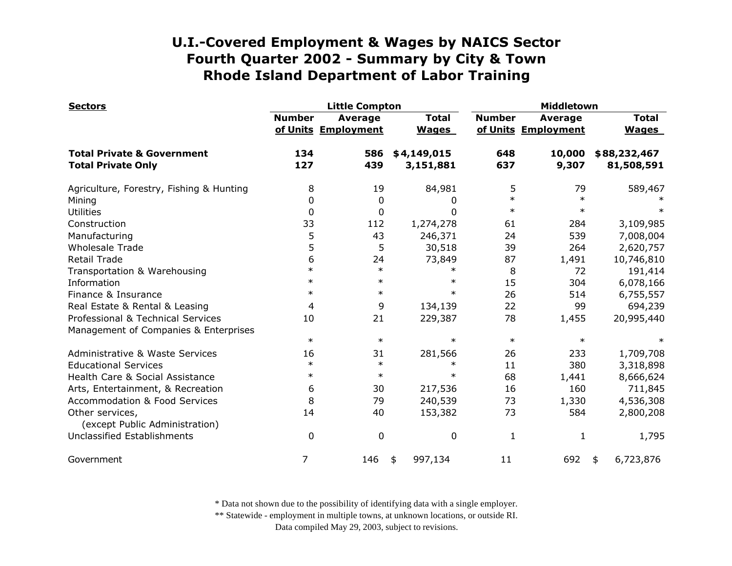# U.I.-Covered Employment & Wages by NAICS Sector
## Fourth Quarter 2002 - Summary by City & Town
## Rhode Island Department of Labor Training

| Sectors | Little Compton | | | Middletown | | |
|---|---|---|---|---|---|---|
| | Number of Units | Average Employment | Total Wages | Number of Units | Average Employment | Total Wages |
| **Total Private & Government** | **134** | **586** | **$4,149,015** | **648** | **10,000** | **$88,232,467** |
| **Total Private Only** | **127** | **439** | **3,151,881** | **637** | **9,307** | **81,508,591** |
| Agriculture, Forestry, Fishing & Hunting | 8 | 19 | 84,981 | 5 | 79 | 589,467 |
| Mining | 0 | 0 | 0 | * | * | * |
| Utilities | 0 | 0 | 0 | * | * | * |
| Construction | 33 | 112 | 1,274,278 | 61 | 284 | 3,109,985 |
| Manufacturing | 5 | 43 | 246,371 | 24 | 539 | 7,008,004 |
| Wholesale Trade | 5 | 5 | 30,518 | 39 | 264 | 2,620,757 |
| Retail Trade | 6 | 24 | 73,849 | 87 | 1,491 | 10,746,810 |
| Transportation & Warehousing | * | * | * | 8 | 72 | 191,414 |
| Information | * | * | * | 15 | 304 | 6,078,166 |
| Finance & Insurance | * | * | * | 26 | 514 | 6,755,557 |
| Real Estate & Rental & Leasing | 4 | 9 | 134,139 | 22 | 99 | 694,239 |
| Professional & Technical Services | 10 | 21 | 229,387 | 78 | 1,455 | 20,995,440 |
| Management of Companies & Enterprises | * | * | * | * | * | * |
| Administrative & Waste Services | 16 | 31 | 281,566 | 26 | 233 | 1,709,708 |
| Educational Services | * | * | * | 11 | 380 | 3,318,898 |
| Health Care & Social Assistance | * | * | * | 68 | 1,441 | 8,666,624 |
| Arts, Entertainment, & Recreation | 6 | 30 | 217,536 | 16 | 160 | 711,845 |
| Accommodation & Food Services | 8 | 79 | 240,539 | 73 | 1,330 | 4,536,308 |
| Other services, (except Public Administration) | 14 | 40 | 153,382 | 73 | 584 | 2,800,208 |
| Unclassified Establishments | 0 | 0 | 0 | 1 | 1 | 1,795 |
| Government | 7 | 146 | $ 997,134 | 11 | 692 | $ 6,723,876 |

\* Data not shown due to the possibility of identifying data with a single employer.

\*\* Statewide - employment in multiple towns, at unknown locations, or outside RI.

Data compiled May 29, 2003, subject to revisions.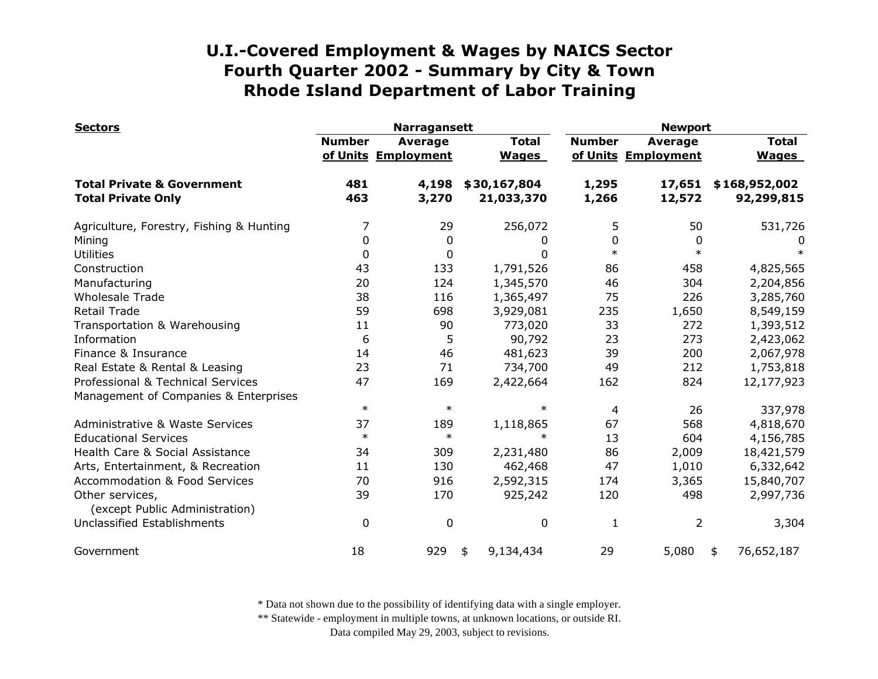# U.I.-Covered Employment & Wages by NAICS Sector
# Fourth Quarter 2002 - Summary by City & Town
# Rhode Island Department of Labor Training

| Sectors | Narragansett | | | Newport | | |
|---|---|---|---|---|---|---|
| | Number of Units | Average Employment | Total Wages | Number of Units | Average Employment | Total Wages |
| **Total Private & Government** | **481** | **4,198** | **$30,167,804** | **1,295** | **17,651** | **$168,952,002** |
| **Total Private Only** | **463** | **3,270** | **21,033,370** | **1,266** | **12,572** | **92,299,815** |
| Agriculture, Forestry, Fishing & Hunting | 7 | 29 | 256,072 | 5 | 50 | 531,726 |
| Mining | 0 | 0 | 0 | 0 | 0 | 0 |
| Utilities | 0 | 0 | 0 | * | * | * |
| Construction | 43 | 133 | 1,791,526 | 86 | 458 | 4,825,565 |
| Manufacturing | 20 | 124 | 1,345,570 | 46 | 304 | 2,204,856 |
| Wholesale Trade | 38 | 116 | 1,365,497 | 75 | 226 | 3,285,760 |
| Retail Trade | 59 | 698 | 3,929,081 | 235 | 1,650 | 8,549,159 |
| Transportation & Warehousing | 11 | 90 | 773,020 | 33 | 272 | 1,393,512 |
| Information | 6 | 5 | 90,792 | 23 | 273 | 2,423,062 |
| Finance & Insurance | 14 | 46 | 481,623 | 39 | 200 | 2,067,978 |
| Real Estate & Rental & Leasing | 23 | 71 | 734,700 | 49 | 212 | 1,753,818 |
| Professional & Technical Services | 47 | 169 | 2,422,664 | 162 | 824 | 12,177,923 |
| Management of Companies & Enterprises | * | * | * | 4 | 26 | 337,978 |
| Administrative & Waste Services | 37 | 189 | 1,118,865 | 67 | 568 | 4,818,670 |
| Educational Services | * | * | * | 13 | 604 | 4,156,785 |
| Health Care & Social Assistance | 34 | 309 | 2,231,480 | 86 | 2,009 | 18,421,579 |
| Arts, Entertainment, & Recreation | 11 | 130 | 462,468 | 47 | 1,010 | 6,332,642 |
| Accommodation & Food Services | 70 | 916 | 2,592,315 | 174 | 3,365 | 15,840,707 |
| Other services, (except Public Administration) | 39 | 170 | 925,242 | 120 | 498 | 2,997,736 |
| Unclassified Establishments | 0 | 0 | 0 | 1 | 2 | 3,304 |
| Government | 18 | 929 | $ 9,134,434 | 29 | 5,080 | $ 76,652,187 |

\* Data not shown due to the possibility of identifying data with a single employer.

\*\* Statewide - employment in multiple towns, at unknown locations, or outside RI.

Data compiled May 29, 2003, subject to revisions.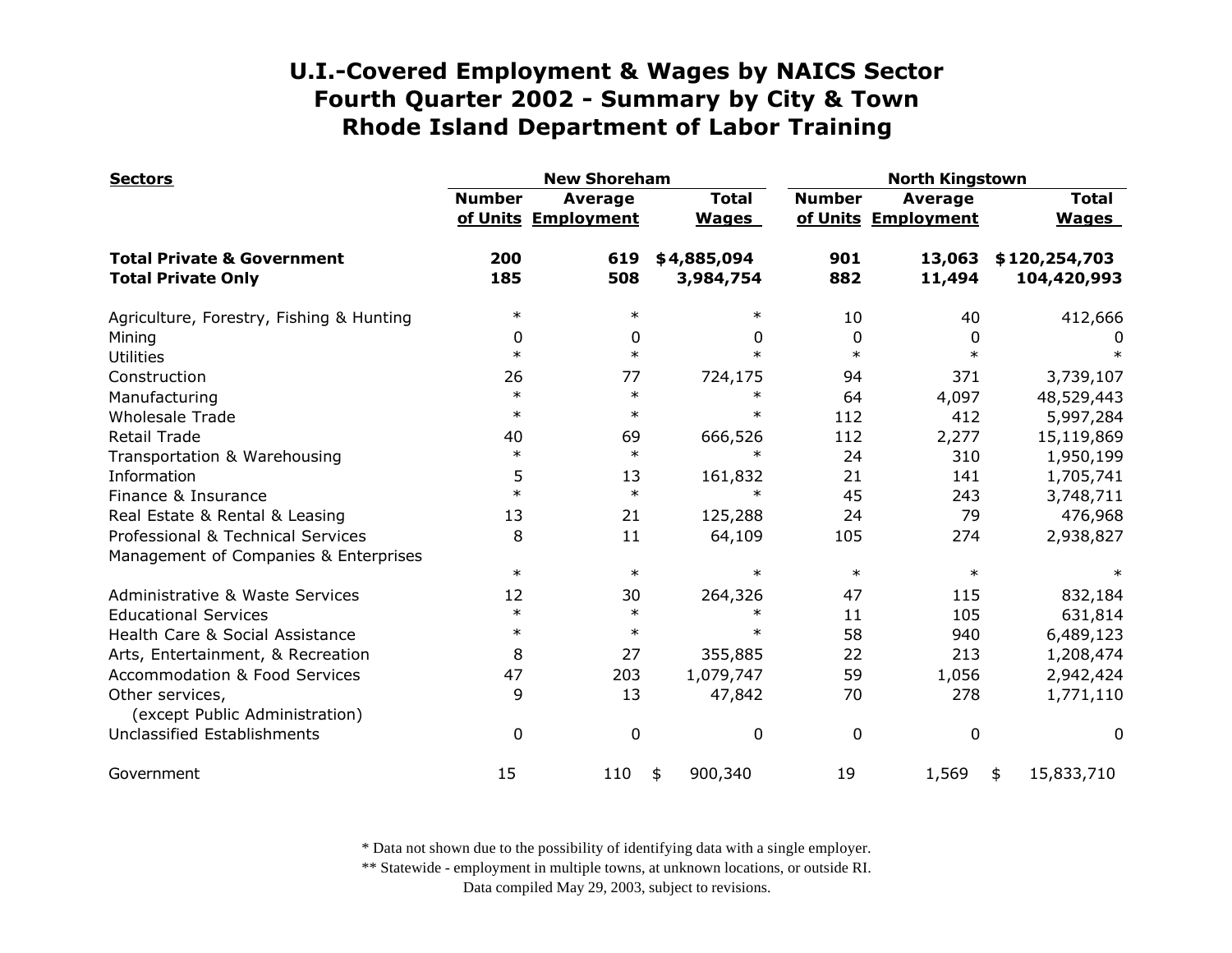# U.I.-Covered Employment & Wages by NAICS Sector
## Fourth Quarter 2002 - Summary by City & Town
## Rhode Island Department of Labor Training

| Sectors | New Shoreham | | | North Kingstown | | |
|---|---|---|---|---|---|---|
| | Number of Units | Average Employment | Total Wages | Number of Units | Average Employment | Total Wages |
| **Total Private & Government** | **200** | **619** | **$4,885,094** | **901** | **13,063** | **$120,254,703** |
| **Total Private Only** | **185** | **508** | **3,984,754** | **882** | **11,494** | **104,420,993** |
| Agriculture, Forestry, Fishing & Hunting | * | * | * | 10 | 40 | 412,666 |
| Mining | 0 | 0 | 0 | 0 | 0 | 0 |
| Utilities | * | * | * | * | * | * |
| Construction | 26 | 77 | 724,175 | 94 | 371 | 3,739,107 |
| Manufacturing | * | * | * | 64 | 4,097 | 48,529,443 |
| Wholesale Trade | * | * | * | 112 | 412 | 5,997,284 |
| Retail Trade | 40 | 69 | 666,526 | 112 | 2,277 | 15,119,869 |
| Transportation & Warehousing | * | * | * | 24 | 310 | 1,950,199 |
| Information | 5 | 13 | 161,832 | 21 | 141 | 1,705,741 |
| Finance & Insurance | * | * | * | 45 | 243 | 3,748,711 |
| Real Estate & Rental & Leasing | 13 | 21 | 125,288 | 24 | 79 | 476,968 |
| Professional & Technical Services | 8 | 11 | 64,109 | 105 | 274 | 2,938,827 |
| Management of Companies & Enterprises | * | * | * | * | * | * |
| Administrative & Waste Services | 12 | 30 | 264,326 | 47 | 115 | 832,184 |
| Educational Services | * | * | * | 11 | 105 | 631,814 |
| Health Care & Social Assistance | * | * | * | 58 | 940 | 6,489,123 |
| Arts, Entertainment, & Recreation | 8 | 27 | 355,885 | 22 | 213 | 1,208,474 |
| Accommodation & Food Services | 47 | 203 | 1,079,747 | 59 | 1,056 | 2,942,424 |
| Other services, (except Public Administration) | 9 | 13 | 47,842 | 70 | 278 | 1,771,110 |
| Unclassified Establishments | 0 | 0 | 0 | 0 | 0 | 0 |
| Government | 15 | 110 | $ 900,340 | 19 | 1,569 | $ 15,833,710 |

\* Data not shown due to the possibility of identifying data with a single employer.
\*\* Statewide - employment in multiple towns, at unknown locations, or outside RI.
Data compiled May 29, 2003, subject to revisions.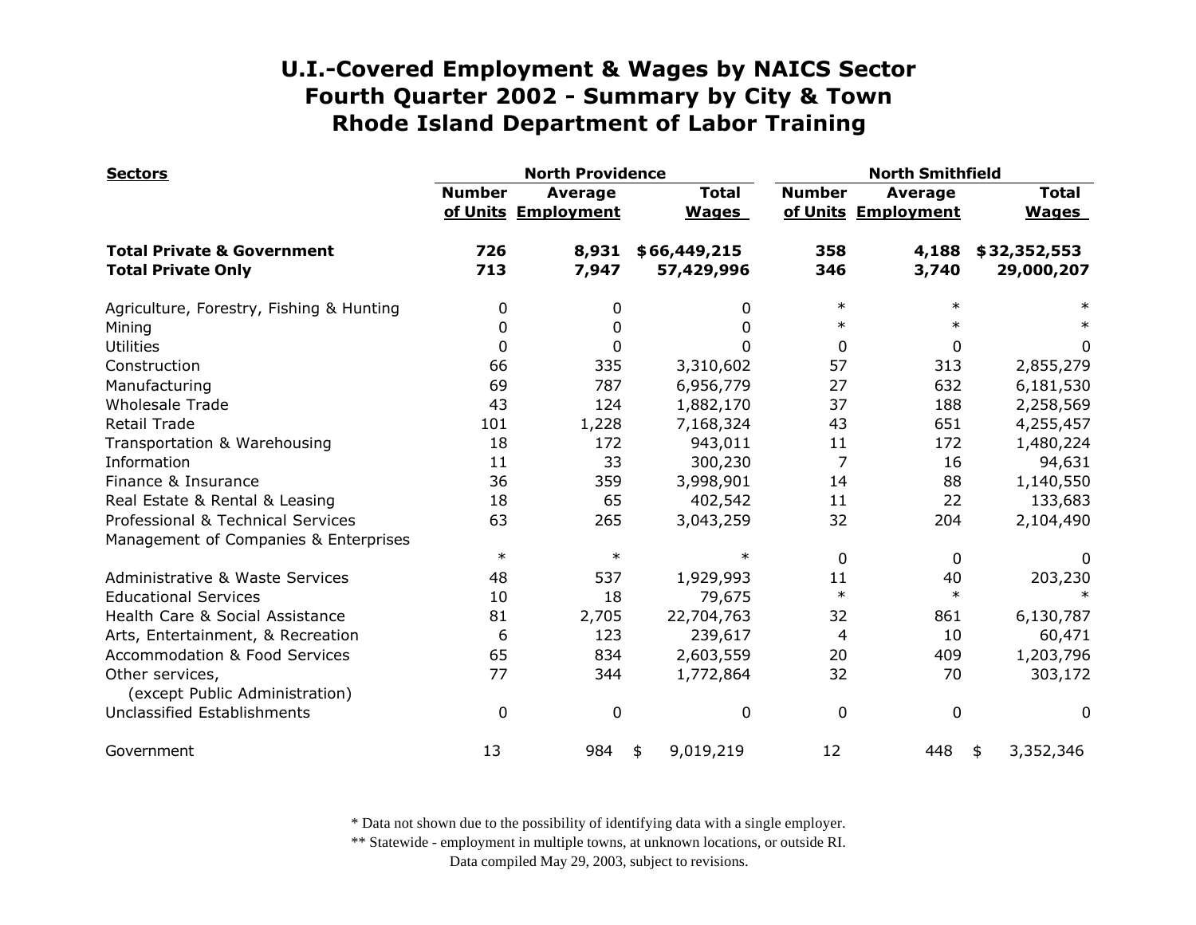# U.I.-Covered Employment & Wages by NAICS Sector
# Fourth Quarter 2002 - Summary by City & Town
# Rhode Island Department of Labor Training

| Sectors | North Providence | | | North Smithfield | | |
|---|---|---|---|---|---|---|
| | Number of Units | Average Employment | Total Wages | Number of Units | Average Employment | Total Wages |
| **Total Private & Government** | **726** | **8,931** | **$66,449,215** | **358** | **4,188** | **$32,352,553** |
| **Total Private Only** | **713** | **7,947** | **57,429,996** | **346** | **3,740** | **29,000,207** |
| Agriculture, Forestry, Fishing & Hunting | 0 | 0 | 0 | * | * | * |
| Mining | 0 | 0 | 0 | * | * | * |
| Utilities | 0 | 0 | 0 | 0 | 0 | 0 |
| Construction | 66 | 335 | 3,310,602 | 57 | 313 | 2,855,279 |
| Manufacturing | 69 | 787 | 6,956,779 | 27 | 632 | 6,181,530 |
| Wholesale Trade | 43 | 124 | 1,882,170 | 37 | 188 | 2,258,569 |
| Retail Trade | 101 | 1,228 | 7,168,324 | 43 | 651 | 4,255,457 |
| Transportation & Warehousing | 18 | 172 | 943,011 | 11 | 172 | 1,480,224 |
| Information | 11 | 33 | 300,230 | 7 | 16 | 94,631 |
| Finance & Insurance | 36 | 359 | 3,998,901 | 14 | 88 | 1,140,550 |
| Real Estate & Rental & Leasing | 18 | 65 | 402,542 | 11 | 22 | 133,683 |
| Professional & Technical Services | 63 | 265 | 3,043,259 | 32 | 204 | 2,104,490 |
| Management of Companies & Enterprises | * | * | * | 0 | 0 | 0 |
| Administrative & Waste Services | 48 | 537 | 1,929,993 | 11 | 40 | 203,230 |
| Educational Services | 10 | 18 | 79,675 | * | * | * |
| Health Care & Social Assistance | 81 | 2,705 | 22,704,763 | 32 | 861 | 6,130,787 |
| Arts, Entertainment, & Recreation | 6 | 123 | 239,617 | 4 | 10 | 60,471 |
| Accommodation & Food Services | 65 | 834 | 2,603,559 | 20 | 409 | 1,203,796 |
| Other services, (except Public Administration) | 77 | 344 | 1,772,864 | 32 | 70 | 303,172 |
| Unclassified Establishments | 0 | 0 | 0 | 0 | 0 | 0 |
| Government | 13 | 984 | $ 9,019,219 | 12 | 448 | $ 3,352,346 |

\* Data not shown due to the possibility of identifying data with a single employer.
\*\* Statewide - employment in multiple towns, at unknown locations, or outside RI.
Data compiled May 29, 2003, subject to revisions.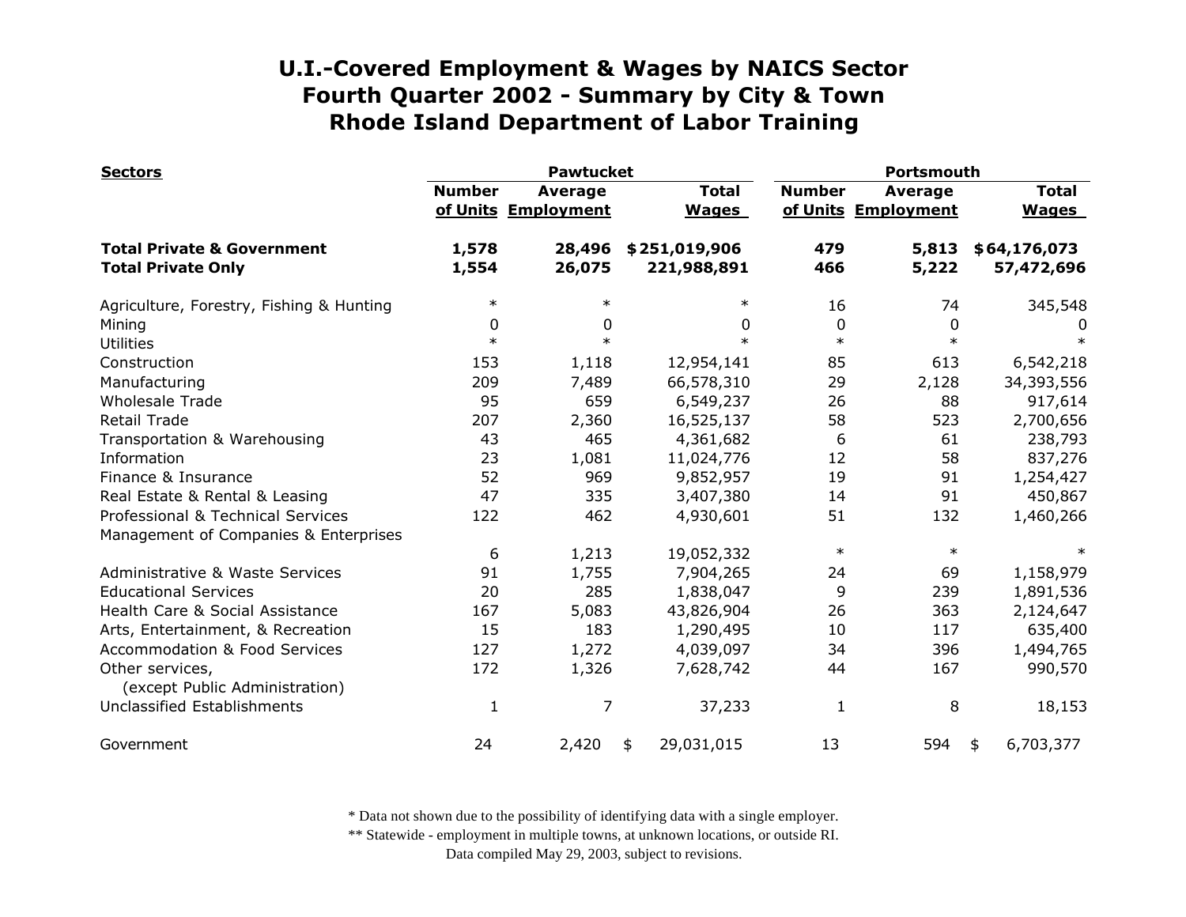# U.I.-Covered Employment & Wages by NAICS Sector
# Fourth Quarter 2002 - Summary by City & Town
# Rhode Island Department of Labor Training

| Sectors | Pawtucket | | | Portsmouth | | |
|---|---|---|---|---|---|---|
| | Number of Units | Average Employment | Total Wages | Number of Units | Average Employment | Total Wages |
| **Total Private & Government** | **1,578** | **28,496** | **$251,019,906** | **479** | **5,813** | **$64,176,073** |
| **Total Private Only** | **1,554** | **26,075** | **221,988,891** | **466** | **5,222** | **57,472,696** |
| Agriculture, Forestry, Fishing & Hunting | * | * | * | 16 | 74 | 345,548 |
| Mining | 0 | 0 | 0 | 0 | 0 | 0 |
| Utilities | * | * | * | * | * | * |
| Construction | 153 | 1,118 | 12,954,141 | 85 | 613 | 6,542,218 |
| Manufacturing | 209 | 7,489 | 66,578,310 | 29 | 2,128 | 34,393,556 |
| Wholesale Trade | 95 | 659 | 6,549,237 | 26 | 88 | 917,614 |
| Retail Trade | 207 | 2,360 | 16,525,137 | 58 | 523 | 2,700,656 |
| Transportation & Warehousing | 43 | 465 | 4,361,682 | 6 | 61 | 238,793 |
| Information | 23 | 1,081 | 11,024,776 | 12 | 58 | 837,276 |
| Finance & Insurance | 52 | 969 | 9,852,957 | 19 | 91 | 1,254,427 |
| Real Estate & Rental & Leasing | 47 | 335 | 3,407,380 | 14 | 91 | 450,867 |
| Professional & Technical Services | 122 | 462 | 4,930,601 | 51 | 132 | 1,460,266 |
| Management of Companies & Enterprises | 6 | 1,213 | 19,052,332 | * | * | * |
| Administrative & Waste Services | 91 | 1,755 | 7,904,265 | 24 | 69 | 1,158,979 |
| Educational Services | 20 | 285 | 1,838,047 | 9 | 239 | 1,891,536 |
| Health Care & Social Assistance | 167 | 5,083 | 43,826,904 | 26 | 363 | 2,124,647 |
| Arts, Entertainment, & Recreation | 15 | 183 | 1,290,495 | 10 | 117 | 635,400 |
| Accommodation & Food Services | 127 | 1,272 | 4,039,097 | 34 | 396 | 1,494,765 |
| Other services, (except Public Administration) | 172 | 1,326 | 7,628,742 | 44 | 167 | 990,570 |
| Unclassified Establishments | 1 | 7 | 37,233 | 1 | 8 | 18,153 |
| Government | 24 | 2,420 | $ 29,031,015 | 13 | 594 | $ 6,703,377 |

\* Data not shown due to the possibility of identifying data with a single employer.
\*\* Statewide - employment in multiple towns, at unknown locations, or outside RI.
Data compiled May 29, 2003, subject to revisions.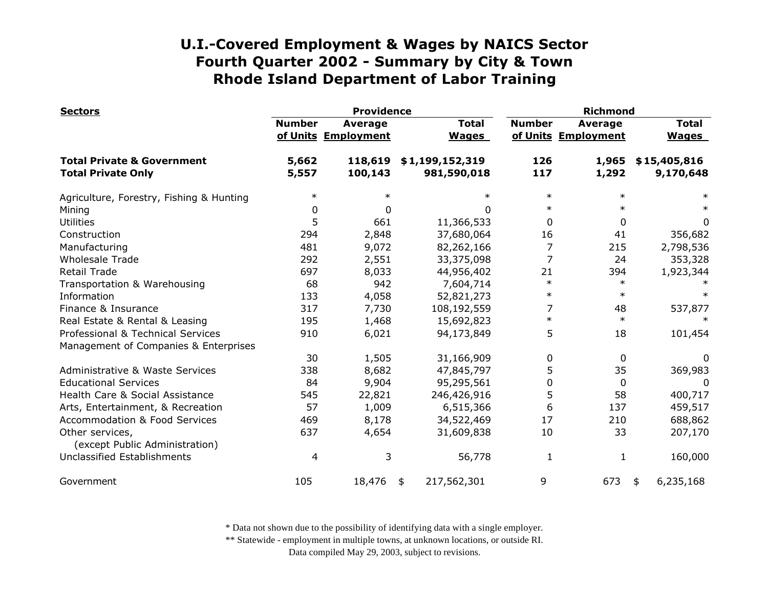# U.I.-Covered Employment & Wages by NAICS Sector
## Fourth Quarter 2002 - Summary by City & Town
## Rhode Island Department of Labor Training

| Sectors | Providence | | | Richmond | | |
|---|---|---|---|---|---|---|
| | Number of Units | Average Employment | Total Wages | Number of Units | Average Employment | Total Wages |
| **Total Private & Government** | **5,662** | **118,619** | **$1,199,152,319** | **126** | **1,965** | **$15,405,816** |
| **Total Private Only** | **5,557** | **100,143** | **981,590,018** | **117** | **1,292** | **9,170,648** |
| Agriculture, Forestry, Fishing & Hunting | * | * | * | * | * | * |
| Mining | 0 | 0 | 0 | * | * | * |
| Utilities | 5 | 661 | 11,366,533 | 0 | 0 | 0 |
| Construction | 294 | 2,848 | 37,680,064 | 16 | 41 | 356,682 |
| Manufacturing | 481 | 9,072 | 82,262,166 | 7 | 215 | 2,798,536 |
| Wholesale Trade | 292 | 2,551 | 33,375,098 | 7 | 24 | 353,328 |
| Retail Trade | 697 | 8,033 | 44,956,402 | 21 | 394 | 1,923,344 |
| Transportation & Warehousing | 68 | 942 | 7,604,714 | * | * | * |
| Information | 133 | 4,058 | 52,821,273 | * | * | * |
| Finance & Insurance | 317 | 7,730 | 108,192,559 | 7 | 48 | 537,877 |
| Real Estate & Rental & Leasing | 195 | 1,468 | 15,692,823 | * | * | * |
| Professional & Technical Services | 910 | 6,021 | 94,173,849 | 5 | 18 | 101,454 |
| Management of Companies & Enterprises | 30 | 1,505 | 31,166,909 | 0 | 0 | 0 |
| Administrative & Waste Services | 338 | 8,682 | 47,845,797 | 5 | 35 | 369,983 |
| Educational Services | 84 | 9,904 | 95,295,561 | 0 | 0 | 0 |
| Health Care & Social Assistance | 545 | 22,821 | 246,426,916 | 5 | 58 | 400,717 |
| Arts, Entertainment, & Recreation | 57 | 1,009 | 6,515,366 | 6 | 137 | 459,517 |
| Accommodation & Food Services | 469 | 8,178 | 34,522,469 | 17 | 210 | 688,862 |
| Other services, (except Public Administration) | 637 | 4,654 | 31,609,838 | 10 | 33 | 207,170 |
| Unclassified Establishments | 4 | 3 | 56,778 | 1 | 1 | 160,000 |
| Government | 105 | 18,476 | $ 217,562,301 | 9 | 673 | $ 6,235,168 |

\* Data not shown due to the possibility of identifying data with a single employer.

\** Statewide - employment in multiple towns, at unknown locations, or outside RI.

Data compiled May 29, 2003, subject to revisions.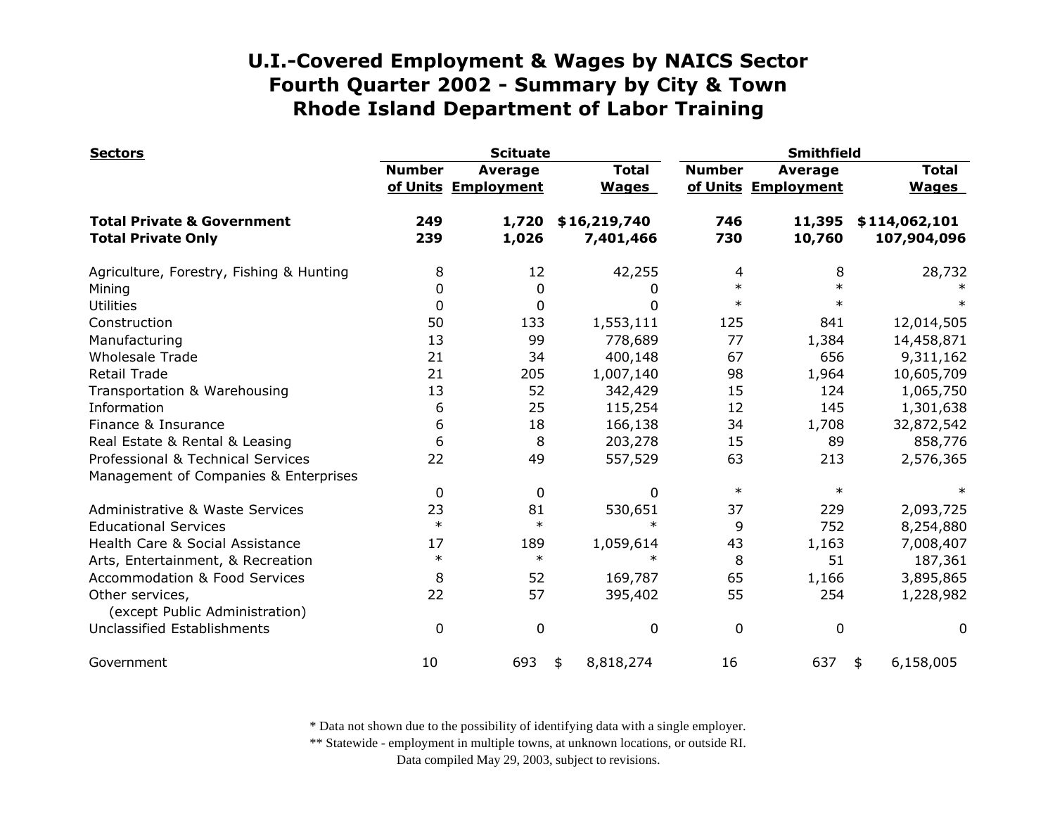# U.I.-Covered Employment & Wages by NAICS Sector
# Fourth Quarter 2002 - Summary by City & Town
# Rhode Island Department of Labor Training

| Sectors | Scituate | | | Smithfield | | |
|---|---|---|---|---|---|---|
| | Number of Units | Average Employment | Total Wages | Number of Units | Average Employment | Total Wages |
| **Total Private & Government** | **249** | **1,720** | **$16,219,740** | **746** | **11,395** | **$114,062,101** |
| **Total Private Only** | **239** | **1,026** | **7,401,466** | **730** | **10,760** | **107,904,096** |
| Agriculture, Forestry, Fishing & Hunting | 8 | 12 | 42,255 | 4 | 8 | 28,732 |
| Mining | 0 | 0 | 0 | * | * | * |
| Utilities | 0 | 0 | 0 | * | * | * |
| Construction | 50 | 133 | 1,553,111 | 125 | 841 | 12,014,505 |
| Manufacturing | 13 | 99 | 778,689 | 77 | 1,384 | 14,458,871 |
| Wholesale Trade | 21 | 34 | 400,148 | 67 | 656 | 9,311,162 |
| Retail Trade | 21 | 205 | 1,007,140 | 98 | 1,964 | 10,605,709 |
| Transportation & Warehousing | 13 | 52 | 342,429 | 15 | 124 | 1,065,750 |
| Information | 6 | 25 | 115,254 | 12 | 145 | 1,301,638 |
| Finance & Insurance | 6 | 18 | 166,138 | 34 | 1,708 | 32,872,542 |
| Real Estate & Rental & Leasing | 6 | 8 | 203,278 | 15 | 89 | 858,776 |
| Professional & Technical Services | 22 | 49 | 557,529 | 63 | 213 | 2,576,365 |
| Management of Companies & Enterprises | 0 | 0 | 0 | * | * | * |
| Administrative & Waste Services | 23 | 81 | 530,651 | 37 | 229 | 2,093,725 |
| Educational Services | * | * | * | 9 | 752 | 8,254,880 |
| Health Care & Social Assistance | 17 | 189 | 1,059,614 | 43 | 1,163 | 7,008,407 |
| Arts, Entertainment, & Recreation | * | * | * | 8 | 51 | 187,361 |
| Accommodation & Food Services | 8 | 52 | 169,787 | 65 | 1,166 | 3,895,865 |
| Other services, (except Public Administration) | 22 | 57 | 395,402 | 55 | 254 | 1,228,982 |
| Unclassified Establishments | 0 | 0 | 0 | 0 | 0 | 0 |
| Government | 10 | 693 | $ 8,818,274 | 16 | 637 | $ 6,158,005 |

\* Data not shown due to the possibility of identifying data with a single employer.

\*\* Statewide - employment in multiple towns, at unknown locations, or outside RI.

Data compiled May 29, 2003, subject to revisions.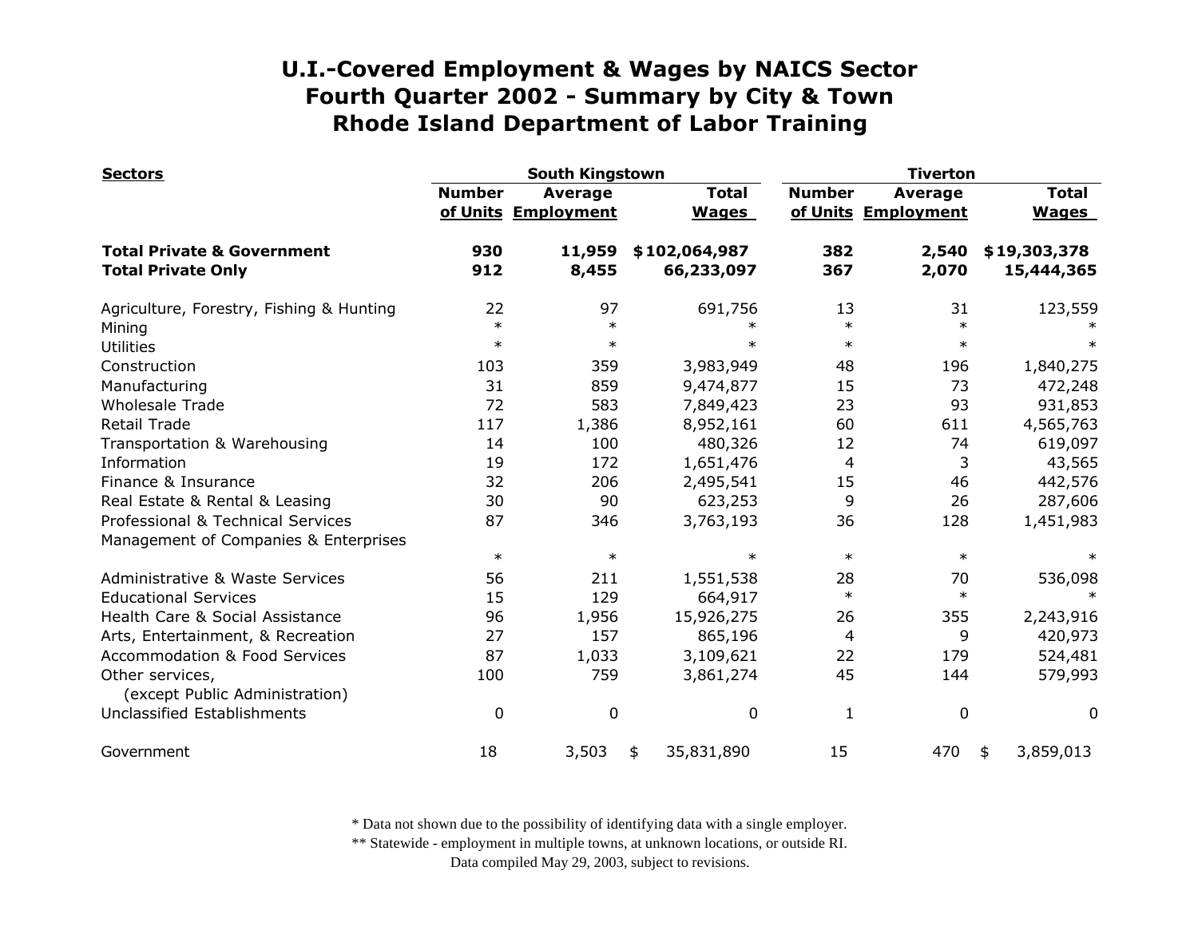# U.I.-Covered Employment & Wages by NAICS Sector
## Fourth Quarter 2002 - Summary by City & Town
## Rhode Island Department of Labor Training

| Sectors | South Kingstown | | | Tiverton | | |
|---|---|---|---|---|---|---|
| | Number of Units | Average Employment | Total Wages | Number of Units | Average Employment | Total Wages |
| **Total Private & Government** | **930** | **11,959** | **$102,064,987** | **382** | **2,540** | **$19,303,378** |
| **Total Private Only** | **912** | **8,455** | **66,233,097** | **367** | **2,070** | **15,444,365** |
| Agriculture, Forestry, Fishing & Hunting | 22 | 97 | 691,756 | 13 | 31 | 123,559 |
| Mining | * | * | * | * | * | * |
| Utilities | * | * | * | * | * | * |
| Construction | 103 | 359 | 3,983,949 | 48 | 196 | 1,840,275 |
| Manufacturing | 31 | 859 | 9,474,877 | 15 | 73 | 472,248 |
| Wholesale Trade | 72 | 583 | 7,849,423 | 23 | 93 | 931,853 |
| Retail Trade | 117 | 1,386 | 8,952,161 | 60 | 611 | 4,565,763 |
| Transportation & Warehousing | 14 | 100 | 480,326 | 12 | 74 | 619,097 |
| Information | 19 | 172 | 1,651,476 | 4 | 3 | 43,565 |
| Finance & Insurance | 32 | 206 | 2,495,541 | 15 | 46 | 442,576 |
| Real Estate & Rental & Leasing | 30 | 90 | 623,253 | 9 | 26 | 287,606 |
| Professional & Technical Services | 87 | 346 | 3,763,193 | 36 | 128 | 1,451,983 |
| Management of Companies & Enterprises | * | * | * | * | * | * |
| Administrative & Waste Services | 56 | 211 | 1,551,538 | 28 | 70 | 536,098 |
| Educational Services | 15 | 129 | 664,917 | * | * | * |
| Health Care & Social Assistance | 96 | 1,956 | 15,926,275 | 26 | 355 | 2,243,916 |
| Arts, Entertainment, & Recreation | 27 | 157 | 865,196 | 4 | 9 | 420,973 |
| Accommodation & Food Services | 87 | 1,033 | 3,109,621 | 22 | 179 | 524,481 |
| Other services, (except Public Administration) | 100 | 759 | 3,861,274 | 45 | 144 | 579,993 |
| Unclassified Establishments | 0 | 0 | 0 | 1 | 0 | 0 |
| Government | 18 | 3,503 | $ 35,831,890 | 15 | 470 | $ 3,859,013 |

\* Data not shown due to the possibility of identifying data with a single employer.
\*\* Statewide - employment in multiple towns, at unknown locations, or outside RI.
Data compiled May 29, 2003, subject to revisions.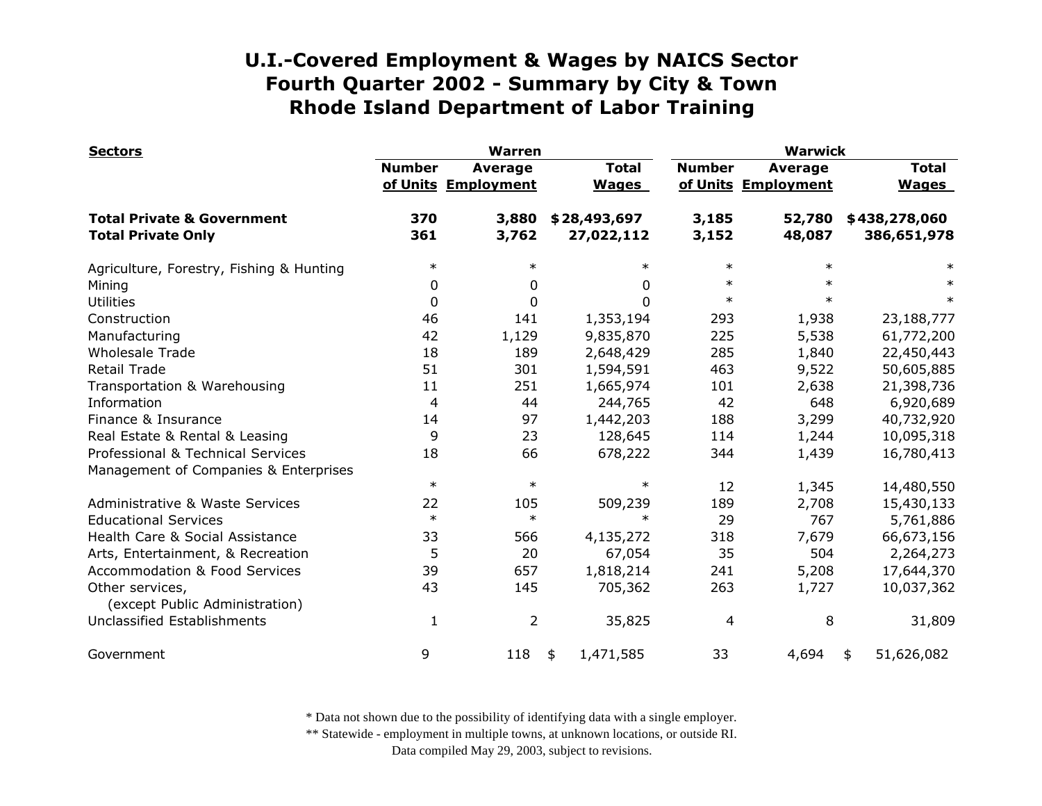# U.I.-Covered Employment & Wages by NAICS Sector
# Fourth Quarter 2002 - Summary by City & Town
# Rhode Island Department of Labor Training

| Sectors | Warren | | | Warwick | | |
|---|---|---|---|---|---|---|
| | Number of Units | Average Employment | Total Wages | Number of Units | Average Employment | Total Wages |
| **Total Private & Government** | **370** | **3,880** | **$28,493,697** | **3,185** | **52,780** | **$438,278,060** |
| **Total Private Only** | **361** | **3,762** | **27,022,112** | **3,152** | **48,087** | **386,651,978** |
| Agriculture, Forestry, Fishing & Hunting | * | * | * | * | * | * |
| Mining | 0 | 0 | 0 | * | * | * |
| Utilities | 0 | 0 | 0 | * | * | * |
| Construction | 46 | 141 | 1,353,194 | 293 | 1,938 | 23,188,777 |
| Manufacturing | 42 | 1,129 | 9,835,870 | 225 | 5,538 | 61,772,200 |
| Wholesale Trade | 18 | 189 | 2,648,429 | 285 | 1,840 | 22,450,443 |
| Retail Trade | 51 | 301 | 1,594,591 | 463 | 9,522 | 50,605,885 |
| Transportation & Warehousing | 11 | 251 | 1,665,974 | 101 | 2,638 | 21,398,736 |
| Information | 4 | 44 | 244,765 | 42 | 648 | 6,920,689 |
| Finance & Insurance | 14 | 97 | 1,442,203 | 188 | 3,299 | 40,732,920 |
| Real Estate & Rental & Leasing | 9 | 23 | 128,645 | 114 | 1,244 | 10,095,318 |
| Professional & Technical Services | 18 | 66 | 678,222 | 344 | 1,439 | 16,780,413 |
| Management of Companies & Enterprises | * | * | * | 12 | 1,345 | 14,480,550 |
| Administrative & Waste Services | 22 | 105 | 509,239 | 189 | 2,708 | 15,430,133 |
| Educational Services | * | * | * | 29 | 767 | 5,761,886 |
| Health Care & Social Assistance | 33 | 566 | 4,135,272 | 318 | 7,679 | 66,673,156 |
| Arts, Entertainment, & Recreation | 5 | 20 | 67,054 | 35 | 504 | 2,264,273 |
| Accommodation & Food Services | 39 | 657 | 1,818,214 | 241 | 5,208 | 17,644,370 |
| Other services, (except Public Administration) | 43 | 145 | 705,362 | 263 | 1,727 | 10,037,362 |
| Unclassified Establishments | 1 | 2 | 35,825 | 4 | 8 | 31,809 |
| Government | 9 | 118 | $ 1,471,585 | 33 | 4,694 | $ 51,626,082 |

\* Data not shown due to the possibility of identifying data with a single employer.
\*\* Statewide - employment in multiple towns, at unknown locations, or outside RI.
Data compiled May 29, 2003, subject to revisions.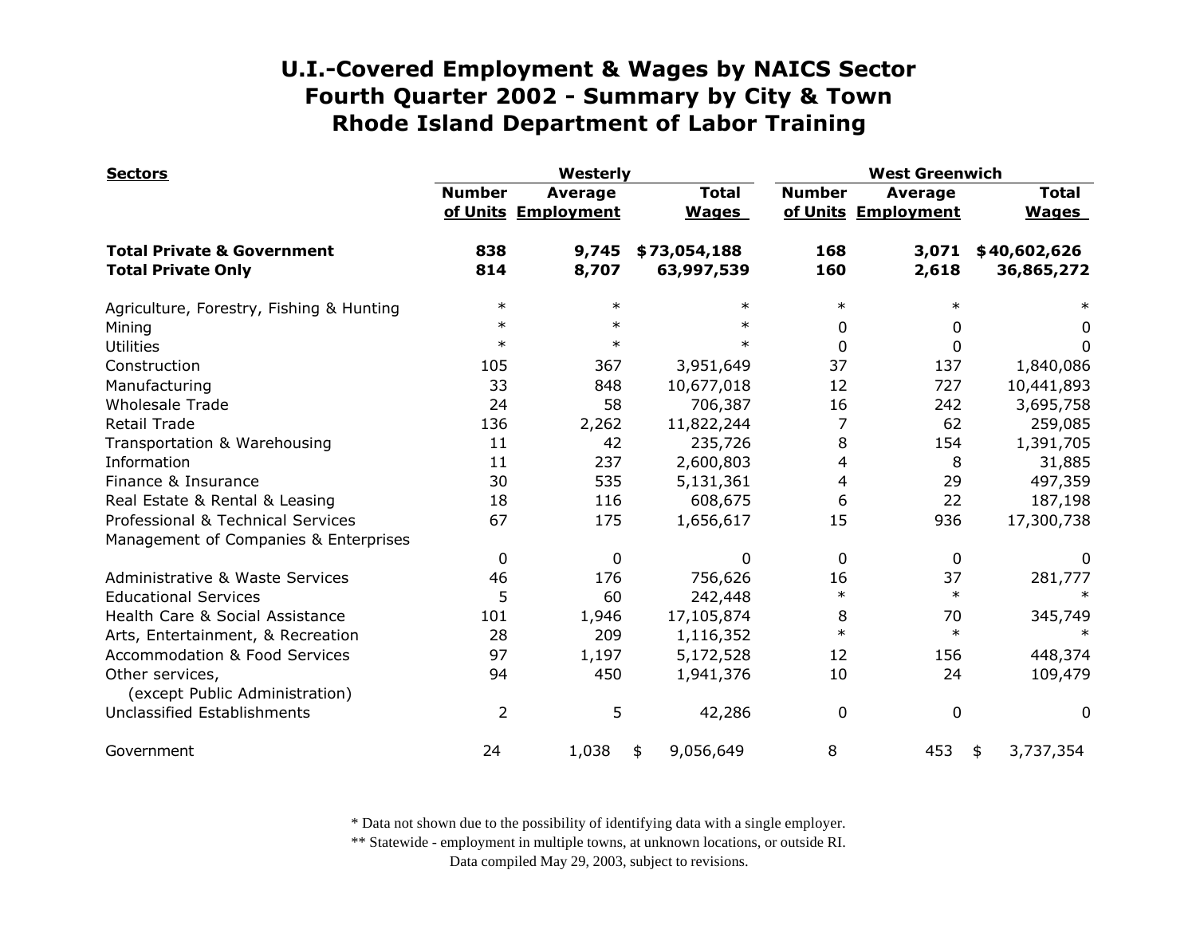# U.I.-Covered Employment & Wages by NAICS Sector
# Fourth Quarter 2002 - Summary by City & Town
# Rhode Island Department of Labor Training

| Sectors | Westerly | | | West Greenwich | | |
|---|---|---|---|---|---|---|
| | Number of Units | Average Employment | Total Wages | Number of Units | Average Employment | Total Wages |
| **Total Private & Government** | **838** | **9,745** | **$73,054,188** | **168** | **3,071** | **$40,602,626** |
| **Total Private Only** | **814** | **8,707** | **63,997,539** | **160** | **2,618** | **36,865,272** |
| Agriculture, Forestry, Fishing & Hunting | * | * | * | * | * | * |
| Mining | * | * | * | 0 | 0 | 0 |
| Utilities | * | * | * | 0 | 0 | 0 |
| Construction | 105 | 367 | 3,951,649 | 37 | 137 | 1,840,086 |
| Manufacturing | 33 | 848 | 10,677,018 | 12 | 727 | 10,441,893 |
| Wholesale Trade | 24 | 58 | 706,387 | 16 | 242 | 3,695,758 |
| Retail Trade | 136 | 2,262 | 11,822,244 | 7 | 62 | 259,085 |
| Transportation & Warehousing | 11 | 42 | 235,726 | 8 | 154 | 1,391,705 |
| Information | 11 | 237 | 2,600,803 | 4 | 8 | 31,885 |
| Finance & Insurance | 30 | 535 | 5,131,361 | 4 | 29 | 497,359 |
| Real Estate & Rental & Leasing | 18 | 116 | 608,675 | 6 | 22 | 187,198 |
| Professional & Technical Services | 67 | 175 | 1,656,617 | 15 | 936 | 17,300,738 |
| Management of Companies & Enterprises | 0 | 0 | 0 | 0 | 0 | 0 |
| Administrative & Waste Services | 46 | 176 | 756,626 | 16 | 37 | 281,777 |
| Educational Services | 5 | 60 | 242,448 | * | * | * |
| Health Care & Social Assistance | 101 | 1,946 | 17,105,874 | 8 | 70 | 345,749 |
| Arts, Entertainment, & Recreation | 28 | 209 | 1,116,352 | * | * | * |
| Accommodation & Food Services | 97 | 1,197 | 5,172,528 | 12 | 156 | 448,374 |
| Other services, (except Public Administration) | 94 | 450 | 1,941,376 | 10 | 24 | 109,479 |
| Unclassified Establishments | 2 | 5 | 42,286 | 0 | 0 | 0 |
| Government | 24 | 1,038 | $ 9,056,649 | 8 | 453 | $ 3,737,354 |

\* Data not shown due to the possibility of identifying data with a single employer.

\*\* Statewide - employment in multiple towns, at unknown locations, or outside RI.

Data compiled May 29, 2003, subject to revisions.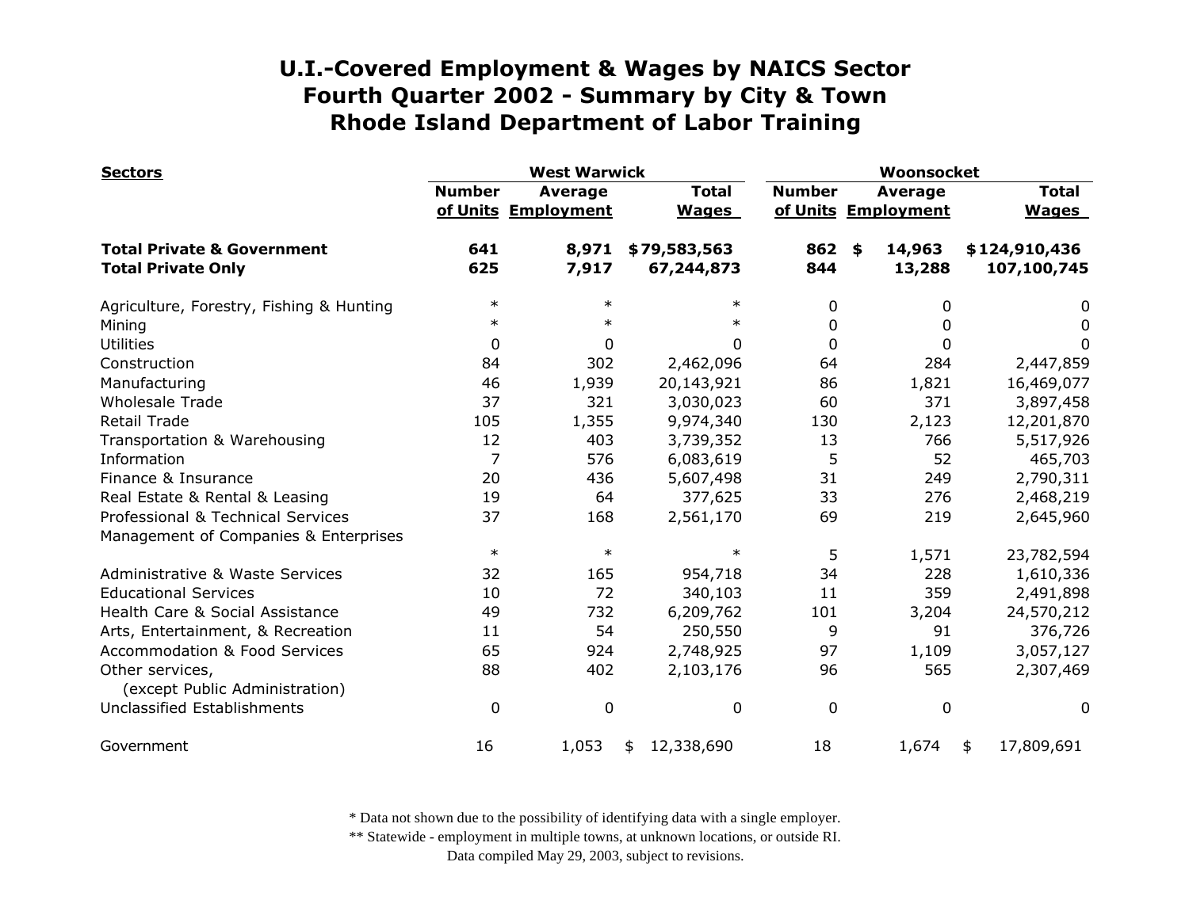# U.I.-Covered Employment & Wages by NAICS Sector
# Fourth Quarter 2002 - Summary by City & Town
# Rhode Island Department of Labor Training

| Sectors | West Warwick | | | Woonsocket | | |
|---|---|---|---|---|---|---|
| | Number of Units | Average Employment | Total Wages | Number of Units | Average Employment | Total Wages |
| **Total Private & Government** | **641** | **8,971** | **$79,583,563** | **862** | **$ 14,963** | **$124,910,436** |
| **Total Private Only** | **625** | **7,917** | **67,244,873** | **844** | **13,288** | **107,100,745** |
| Agriculture, Forestry, Fishing & Hunting | * | * | * | 0 | 0 | 0 |
| Mining | * | * | * | 0 | 0 | 0 |
| Utilities | 0 | 0 | 0 | 0 | 0 | 0 |
| Construction | 84 | 302 | 2,462,096 | 64 | 284 | 2,447,859 |
| Manufacturing | 46 | 1,939 | 20,143,921 | 86 | 1,821 | 16,469,077 |
| Wholesale Trade | 37 | 321 | 3,030,023 | 60 | 371 | 3,897,458 |
| Retail Trade | 105 | 1,355 | 9,974,340 | 130 | 2,123 | 12,201,870 |
| Transportation & Warehousing | 12 | 403 | 3,739,352 | 13 | 766 | 5,517,926 |
| Information | 7 | 576 | 6,083,619 | 5 | 52 | 465,703 |
| Finance & Insurance | 20 | 436 | 5,607,498 | 31 | 249 | 2,790,311 |
| Real Estate & Rental & Leasing | 19 | 64 | 377,625 | 33 | 276 | 2,468,219 |
| Professional & Technical Services | 37 | 168 | 2,561,170 | 69 | 219 | 2,645,960 |
| Management of Companies & Enterprises | * | * | * | 5 | 1,571 | 23,782,594 |
| Administrative & Waste Services | 32 | 165 | 954,718 | 34 | 228 | 1,610,336 |
| Educational Services | 10 | 72 | 340,103 | 11 | 359 | 2,491,898 |
| Health Care & Social Assistance | 49 | 732 | 6,209,762 | 101 | 3,204 | 24,570,212 |
| Arts, Entertainment, & Recreation | 11 | 54 | 250,550 | 9 | 91 | 376,726 |
| Accommodation & Food Services | 65 | 924 | 2,748,925 | 97 | 1,109 | 3,057,127 |
| Other services, (except Public Administration) | 88 | 402 | 2,103,176 | 96 | 565 | 2,307,469 |
| Unclassified Establishments | 0 | 0 | 0 | 0 | 0 | 0 |
| Government | 16 | 1,053 | $ 12,338,690 | 18 | 1,674 | $ 17,809,691 |

\* Data not shown due to the possibility of identifying data with a single employer.
** Statewide - employment in multiple towns, at unknown locations, or outside RI.
Data compiled May 29, 2003, subject to revisions.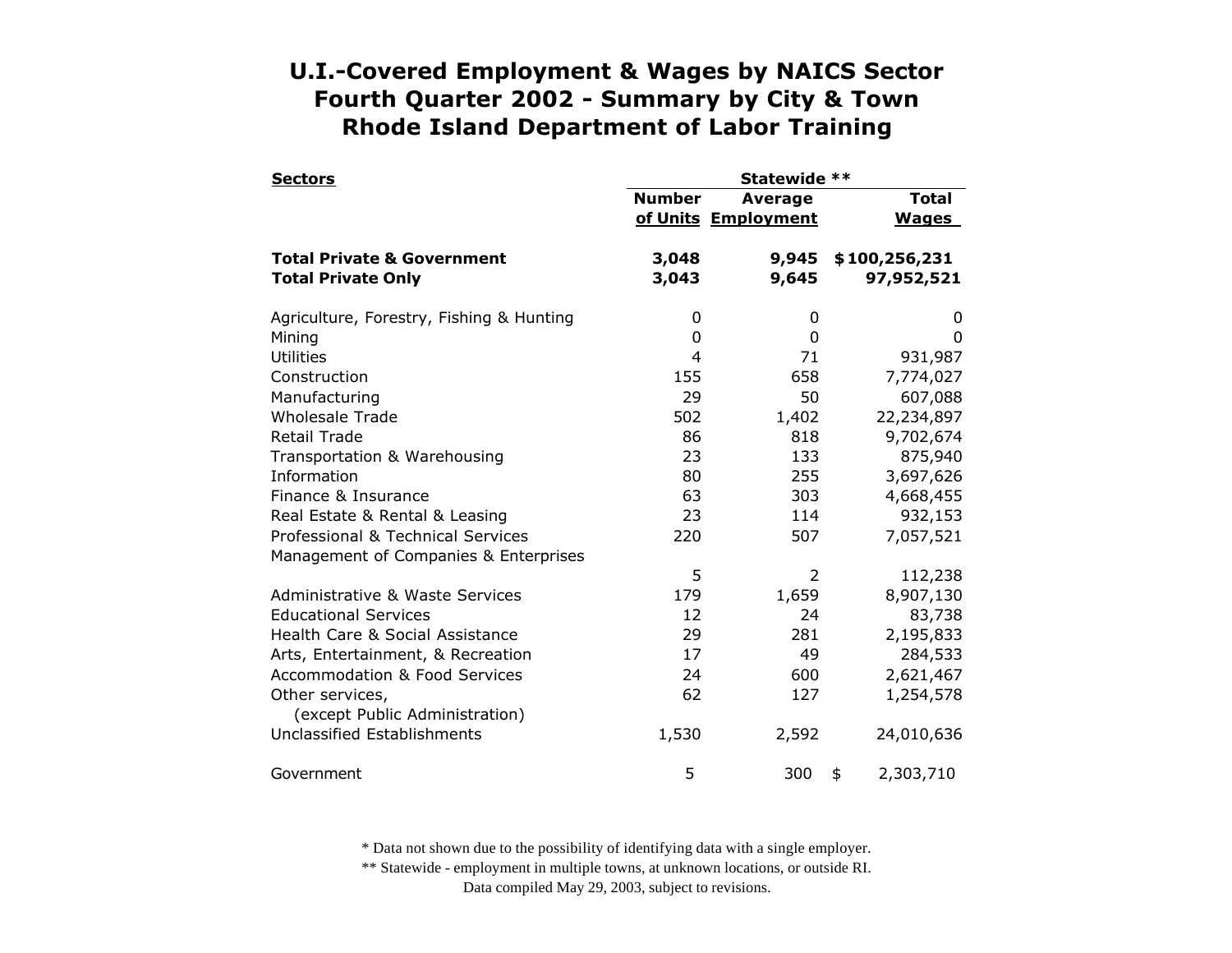# U.I.-Covered Employment & Wages by NAICS Sector
## Fourth Quarter 2002 - Summary by City & Town
## Rhode Island Department of Labor Training

| Sectors | Statewide ** | | |
|---|---|---|---|
| | Number of Units | Average Employment | Total Wages |
| **Total Private & Government** | **3,048** | **9,945** | **$100,256,231** |
| **Total Private Only** | **3,043** | **9,645** | **97,952,521** |
| Agriculture, Forestry, Fishing & Hunting | 0 | 0 | 0 |
| Mining | 0 | 0 | 0 |
| Utilities | 4 | 71 | 931,987 |
| Construction | 155 | 658 | 7,774,027 |
| Manufacturing | 29 | 50 | 607,088 |
| Wholesale Trade | 502 | 1,402 | 22,234,897 |
| Retail Trade | 86 | 818 | 9,702,674 |
| Transportation & Warehousing | 23 | 133 | 875,940 |
| Information | 80 | 255 | 3,697,626 |
| Finance & Insurance | 63 | 303 | 4,668,455 |
| Real Estate & Rental & Leasing | 23 | 114 | 932,153 |
| Professional & Technical Services | 220 | 507 | 7,057,521 |
| Management of Companies & Enterprises | 5 | 2 | 112,238 |
| Administrative & Waste Services | 179 | 1,659 | 8,907,130 |
| Educational Services | 12 | 24 | 83,738 |
| Health Care & Social Assistance | 29 | 281 | 2,195,833 |
| Arts, Entertainment, & Recreation | 17 | 49 | 284,533 |
| Accommodation & Food Services | 24 | 600 | 2,621,467 |
| Other services, (except Public Administration) | 62 | 127 | 1,254,578 |
| Unclassified Establishments | 1,530 | 2,592 | 24,010,636 |
| Government | 5 | 300 | $ 2,303,710 |

* Data not shown due to the possibility of identifying data with a single employer.

** Statewide - employment in multiple towns, at unknown locations, or outside RI.

Data compiled May 29, 2003, subject to revisions.